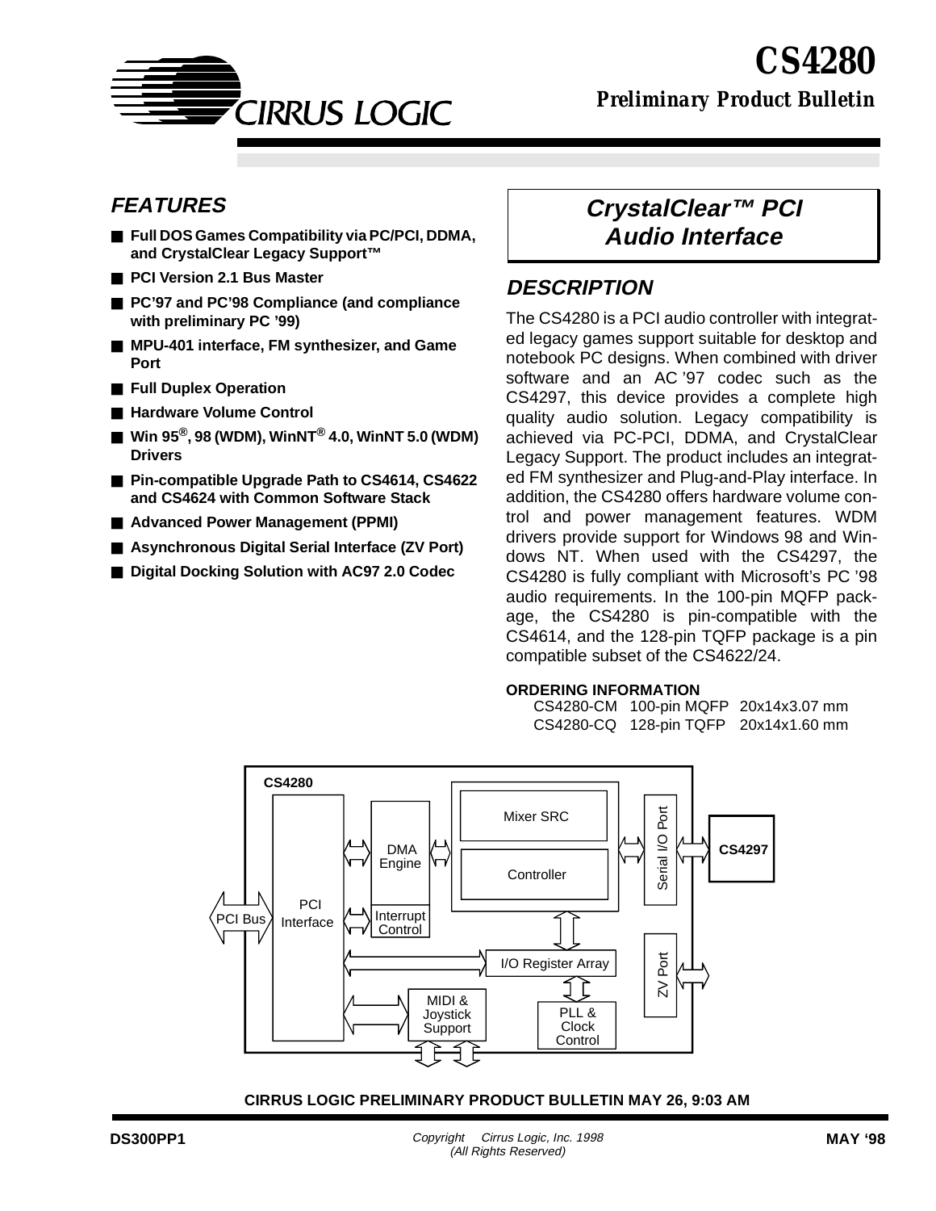# CS4280

**Preliminary Product Bulletin**

## CrystalClear™ PCI Audio Interface

## FEATURES

- **Full DOS Games Compatibility via PC/PCI, DDMA, and CrystalClear Legacy Support™**
- **PCI Version 2.1 Bus Master**
- **PC'97 and PC'98 Compliance (and compliance with preliminary PC '99)**
- **MPU-401 interface, FM synthesizer, and Game Port**
- **Full Duplex Operation**
- **Hardware Volume Control**
- **Win 95®, 98 (WDM), WinNT® 4.0, WinNT 5.0 (WDM) Drivers**
- **Pin-compatible Upgrade Path to CS4614, CS4622 and CS4624 with Common Software Stack**
- **Advanced Power Management (PPMI)**
- **Asynchronous Digital Serial Interface (ZV Port)**
- **Digital Docking Solution with AC97 2.0 Codec**

## DESCRIPTION

The CS4280 is a PCI audio controller with integrated legacy games support suitable for desktop and notebook PC designs. When combined with driver software and an AC '97 codec such as the CS4297, this device provides a complete high quality audio solution. Legacy compatibility is achieved via PC-PCI, DDMA, and CrystalClear Legacy Support. The product includes an integrated FM synthesizer and Plug-and-Play interface. In addition, the CS4280 offers hardware volume control and power management features. WDM drivers provide support for Windows 98 and Windows NT. When used with the CS4297, the CS4280 is fully compliant with Microsoft's PC '98 audio requirements. In the 100-pin MQFP package, the CS4280 is pin-compatible with the CS4614, and the 128-pin TQFP package is a pin compatible subset of the CS4622/24.

**ORDERING INFORMATION**

| | | |
|---|---|---|
| CS4280-CM | 100-pin MQFP | 20x14x3.07 mm |
| CS4280-CQ | 128-pin TQFP | 20x14x1.60 mm |

CS4280 · PCI Bus · PCI Interface · DMA Engine · Interrupt Control · Mixer SRC · Controller · Serial I/O Port · CS4297 · I/O Register Array · ZV Port · MIDI & Joystick Support · PLL & Clock Control

**CIRRUS LOGIC PRELIMINARY PRODUCT BULLETIN MAY 26, 9:03 AM**

DS300PP1

*Copyright Cirrus Logic, Inc. 1998 (All Rights Reserved)*

MAY '98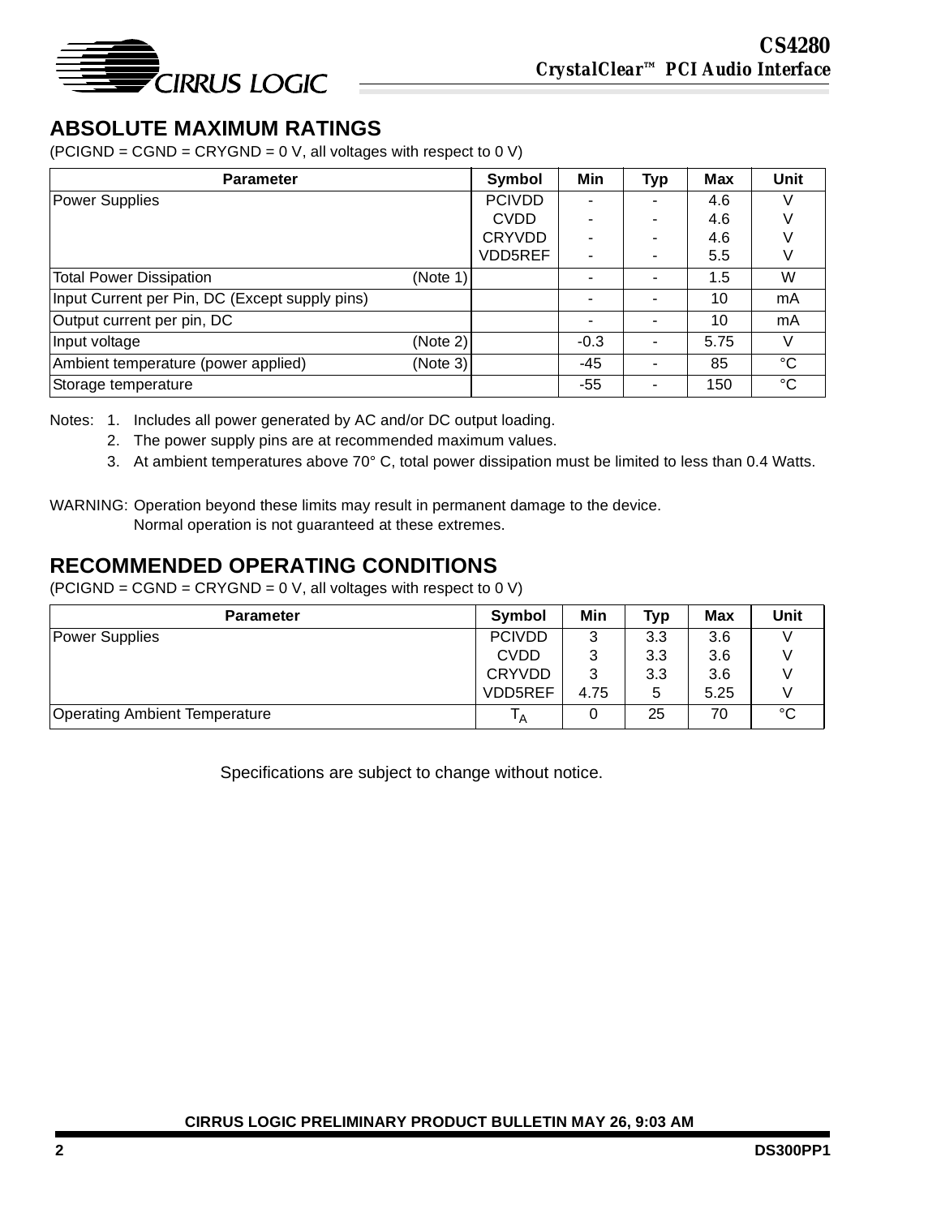## ABSOLUTE MAXIMUM RATINGS

(PCIGND = CGND = CRYGND = 0 V, all voltages with respect to 0 V)

| Parameter | Symbol | Min | Typ | Max | Unit |
|---|---|---|---|---|---|
| Power Supplies | PCIVDD | - | - | 4.6 | V |
| | CVDD | - | - | 4.6 | V |
| | CRYVDD | - | - | 4.6 | V |
| | VDD5REF | - | - | 5.5 | V |
| Total Power Dissipation (Note 1) | | - | - | 1.5 | W |
| Input Current per Pin, DC (Except supply pins) | | - | - | 10 | mA |
| Output current per pin, DC | | - | - | 10 | mA |
| Input voltage (Note 2) | | -0.3 | - | 5.75 | V |
| Ambient temperature (power applied) (Note 3) | | -45 | - | 85 | °C |
| Storage temperature | | -55 | - | 150 | °C |

Notes:
1. Includes all power generated by AC and/or DC output loading.
2. The power supply pins are at recommended maximum values.
3. At ambient temperatures above 70° C, total power dissipation must be limited to less than 0.4 Watts.

WARNING: Operation beyond these limits may result in permanent damage to the device. Normal operation is not guaranteed at these extremes.

## RECOMMENDED OPERATING CONDITIONS

(PCIGND = CGND = CRYGND = 0 V, all voltages with respect to 0 V)

| Parameter | Symbol | Min | Typ | Max | Unit |
|---|---|---|---|---|---|
| Power Supplies | PCIVDD | 3 | 3.3 | 3.6 | V |
| | CVDD | 3 | 3.3 | 3.6 | V |
| | CRYVDD | 3 | 3.3 | 3.6 | V |
| | VDD5REF | 4.75 | 5 | 5.25 | V |
| Operating Ambient Temperature | $T_A$ | 0 | 25 | 70 | °C |

Specifications are subject to change without notice.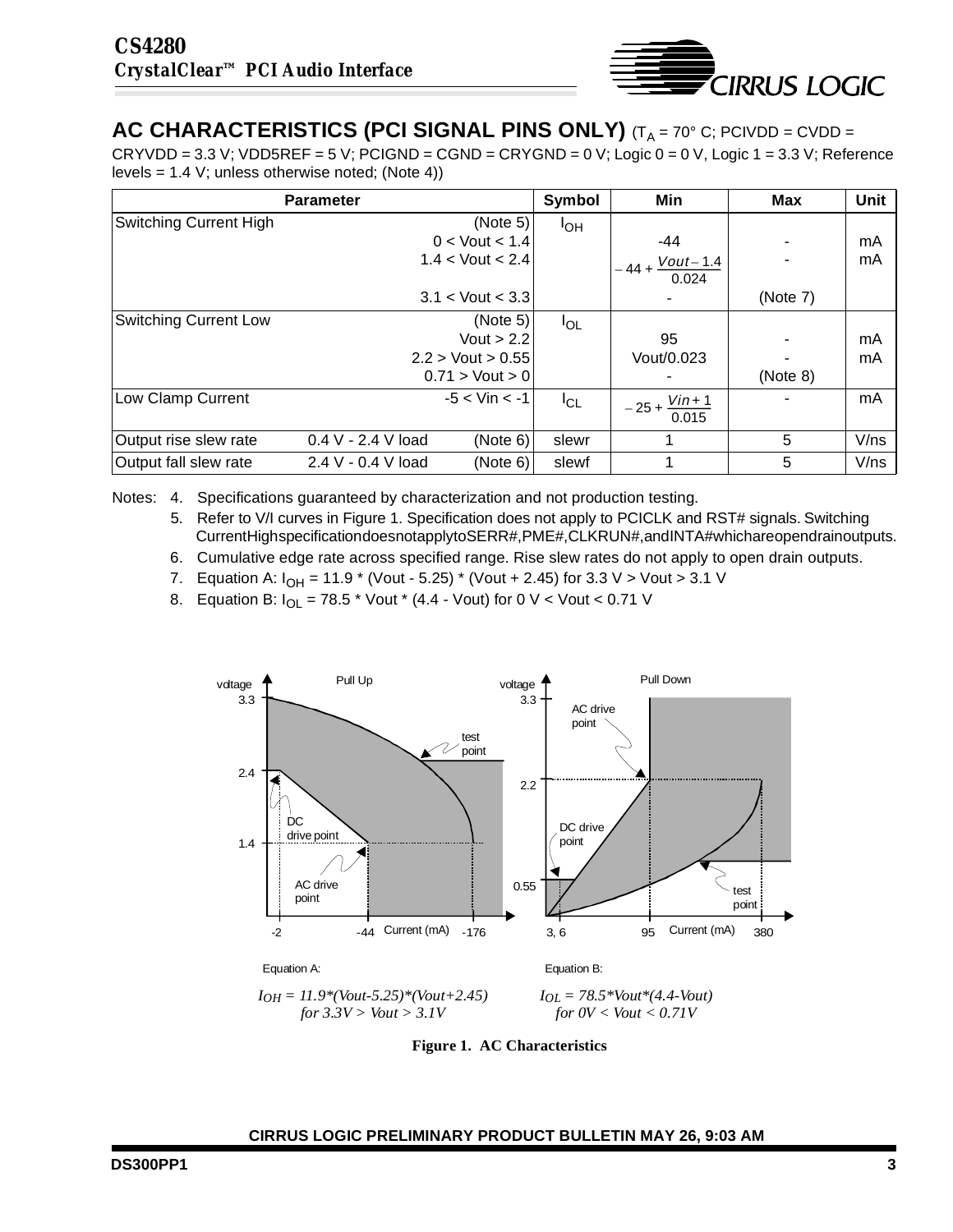## AC CHARACTERISTICS (PCI SIGNAL PINS ONLY) ($T_A$ = 70° C; PCIVDD = CVDD = CRYVDD = 3.3 V; VDD5REF = 5 V; PCIGND = CGND = CRYGND = 0 V; Logic 0 = 0 V, Logic 1 = 3.3 V; Reference levels = 1.4 V; unless otherwise noted; (Note 4))

| Parameter | | | Symbol | Min | Max | Unit |
|---|---|---|---|---|---|---|
| Switching Current High | | (Note 5) | $I_{OH}$ | | | |
| | | 0 < Vout < 1.4 | | -44 | - | mA |
| | | 1.4 < Vout < 2.4 | | $-44 + \frac{Vout - 1.4}{0.024}$ | - | mA |
| | | 3.1 < Vout < 3.3 | | - | (Note 7) | |
| Switching Current Low | | (Note 5) | $I_{OL}$ | | | |
| | | Vout > 2.2 | | 95 | - | mA |
| | | 2.2 > Vout > 0.55 | | Vout/0.023 | - | mA |
| | | 0.71 > Vout > 0 | | - | (Note 8) | |
| Low Clamp Current | | -5 < Vin < -1 | $I_{CL}$ | $-25 + \frac{Vin + 1}{0.015}$ | - | mA |
| Output rise slew rate | 0.4 V - 2.4 V load | (Note 6) | slewr | 1 | 5 | V/ns |
| Output fall slew rate | 2.4 V - 0.4 V load | (Note 6) | slewf | 1 | 5 | V/ns |

Notes:
4. Specifications guaranteed by characterization and not production testing.
5. Refer to V/I curves in Figure 1. Specification does not apply to PCICLK and RST# signals. Switching Current High specification does not apply to SERR#, PME#, CLKRUN#, and INTA# which are open drain outputs.
6. Cumulative edge rate across specified range. Rise slew rates do not apply to open drain outputs.
7. Equation A: $I_{OH}$ = 11.9 * (Vout - 5.25) * (Vout + 2.45) for 3.3 V > Vout > 3.1 V
8. Equation B: $I_{OL}$ = 78.5 * Vout * (4.4 - Vout) for 0 V < Vout < 0.71 V

Equation A:

$$I_{OH} = 11.9*(Vout-5.25)*(Vout+2.45)$$
for 3.3V > Vout > 3.1V

Equation B:

$$I_{OL} = 78.5*Vout*(4.4-Vout)$$
for 0V < Vout < 0.71V

**Figure 1. AC Characteristics**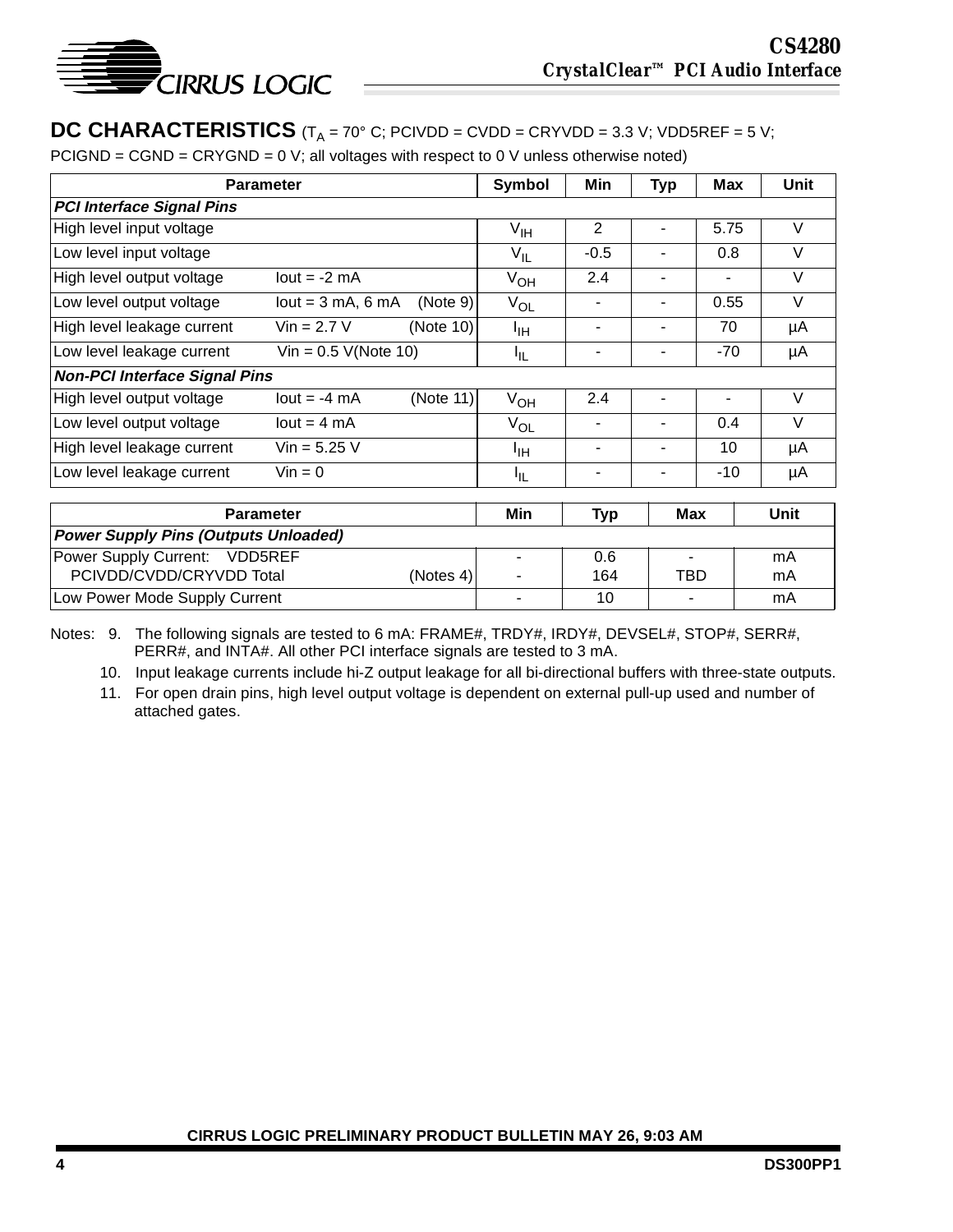## DC CHARACTERISTICS ($T_A$ = 70° C; PCIVDD = CVDD = CRYVDD = 3.3 V; VDD5REF = 5 V; PCIGND = CGND = CRYGND = 0 V; all voltages with respect to 0 V unless otherwise noted)

| Parameter | | Symbol | Min | Typ | Max | Unit |
|---|---|---|---|---|---|---|
| ***PCI Interface Signal Pins*** | | | | | | |
| High level input voltage | | $V_{IH}$ | 2 | - | 5.75 | V |
| Low level input voltage | | $V_{IL}$ | -0.5 | - | 0.8 | V |
| High level output voltage | Iout = -2 mA | $V_{OH}$ | 2.4 | - | - | V |
| Low level output voltage | Iout = 3 mA, 6 mA (Note 9) | $V_{OL}$ | - | - | 0.55 | V |
| High level leakage current | Vin = 2.7 V (Note 10) | $I_{IH}$ | - | - | 70 | µA |
| Low level leakage current | Vin = 0.5 V(Note 10) | $I_{IL}$ | - | - | -70 | µA |
| ***Non-PCI Interface Signal Pins*** | | | | | | |
| High level output voltage | Iout = -4 mA (Note 11) | $V_{OH}$ | 2.4 | - | - | V |
| Low level output voltage | Iout = 4 mA | $V_{OL}$ | - | - | 0.4 | V |
| High level leakage current | Vin = 5.25 V | $I_{IH}$ | - | - | 10 | µA |
| Low level leakage current | Vin = 0 | $I_{IL}$ | - | - | -10 | µA |

| Parameter | Min | Typ | Max | Unit |
|---|---|---|---|---|
| ***Power Supply Pins (Outputs Unloaded)*** | | | | |
| Power Supply Current: VDD5REF | - | 0.6 | - | mA |
| PCIVDD/CVDD/CRYVDD Total (Notes 4) | - | 164 | TBD | mA |
| Low Power Mode Supply Current | - | 10 | - | mA |

Notes:
9. The following signals are tested to 6 mA: FRAME#, TRDY#, IRDY#, DEVSEL#, STOP#, SERR#, PERR#, and INTA#. All other PCI interface signals are tested to 3 mA.
10. Input leakage currents include hi-Z output leakage for all bi-directional buffers with three-state outputs.
11. For open drain pins, high level output voltage is dependent on external pull-up used and number of attached gates.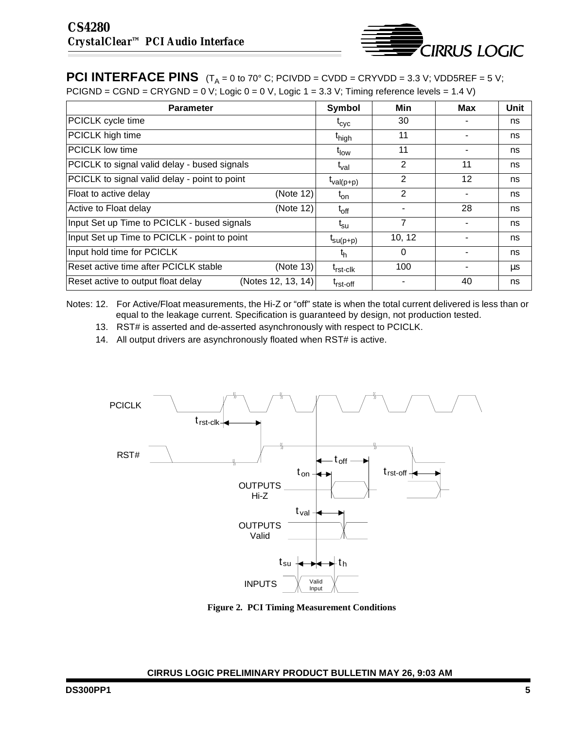## PCI INTERFACE PINS

($T_A$ = 0 to 70° C; PCIVDD = CVDD = CRYVDD = 3.3 V; VDD5REF = 5 V; PCIGND = CGND = CRYGND = 0 V; Logic 0 = 0 V, Logic 1 = 3.3 V; Timing reference levels = 1.4 V)

| Parameter | Symbol | Min | Max | Unit |
|---|---|---|---|---|
| PCICLK cycle time | $t_{cyc}$ | 30 | - | ns |
| PCICLK high time | $t_{high}$ | 11 | - | ns |
| PCICLK low time | $t_{low}$ | 11 | - | ns |
| PCICLK to signal valid delay - bused signals | $t_{val}$ | 2 | 11 | ns |
| PCICLK to signal valid delay - point to point | $t_{val(p+p)}$ | 2 | 12 | ns |
| Float to active delay (Note 12) | $t_{on}$ | 2 | - | ns |
| Active to Float delay (Note 12) | $t_{off}$ | - | 28 | ns |
| Input Set up Time to PCICLK - bused signals | $t_{su}$ | 7 | - | ns |
| Input Set up Time to PCICLK - point to point | $t_{su(p+p)}$ | 10, 12 | - | ns |
| Input hold time for PCICLK | $t_h$ | 0 | - | ns |
| Reset active time after PCICLK stable (Note 13) | $t_{rst\text{-}clk}$ | 100 | - | µs |
| Reset active to output float delay (Notes 12, 13, 14) | $t_{rst\text{-}off}$ | - | 40 | ns |

Notes: 12. For Active/Float measurements, the Hi-Z or "off" state is when the total current delivered is less than or equal to the leakage current. Specification is guaranteed by design, not production tested.

13. RST# is asserted and de-asserted asynchronously with respect to PCICLK.

14. All output drivers are asynchronously floated when RST# is active.

**Figure 2. PCI Timing Measurement Conditions**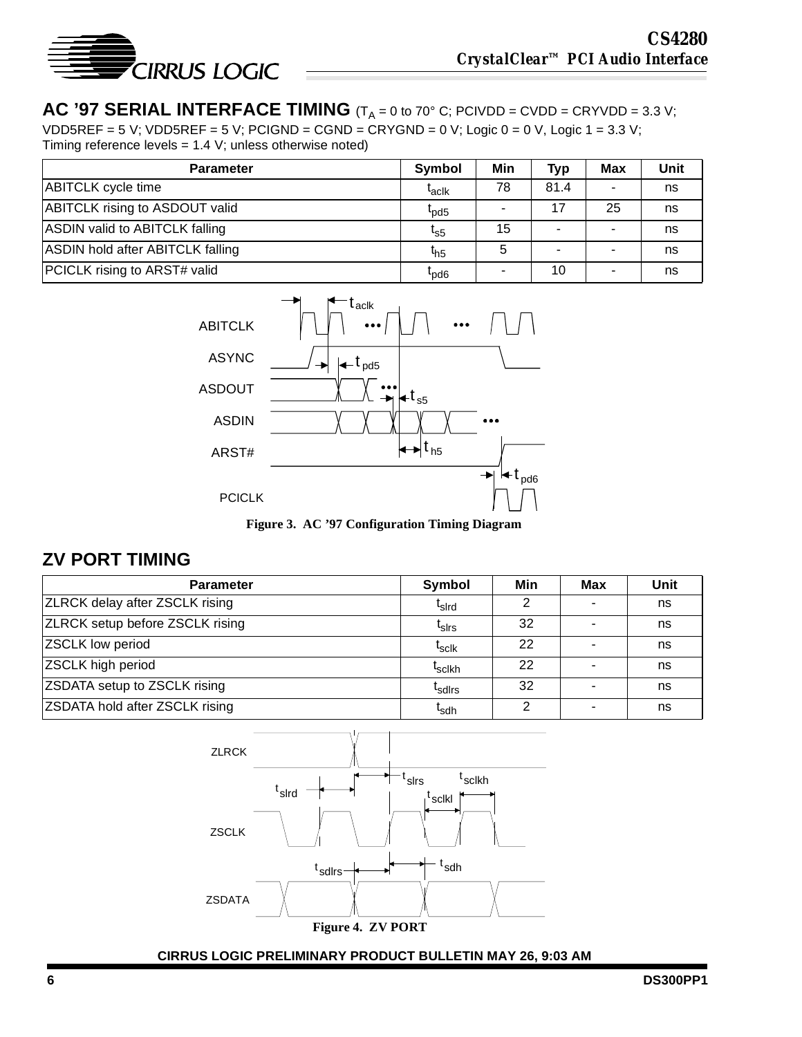## AC '97 SERIAL INTERFACE TIMING

($T_A$ = 0 to 70° C; PCIVDD = CVDD = CRYVDD = 3.3 V; VDD5REF = 5 V; VDD5REF = 5 V; PCIGND = CGND = CRYGND = 0 V; Logic 0 = 0 V, Logic 1 = 3.3 V; Timing reference levels = 1.4 V; unless otherwise noted)

| Parameter | Symbol | Min | Typ | Max | Unit |
|---|---|---|---|---|---|
| ABITCLK cycle time | $t_{aclk}$ | 78 | 81.4 | - | ns |
| ABITCLK rising to ASDOUT valid | $t_{pd5}$ | - | 17 | 25 | ns |
| ASDIN valid to ABITCLK falling | $t_{s5}$ | 15 | - | - | ns |
| ASDIN hold after ABITCLK falling | $t_{h5}$ | 5 | - | - | ns |
| PCICLK rising to ARST# valid | $t_{pd6}$ | - | 10 | - | ns |

**Figure 3. AC '97 Configuration Timing Diagram**

## ZV PORT TIMING

| Parameter | Symbol | Min | Max | Unit |
|---|---|---|---|---|
| ZLRCK delay after ZSCLK rising | $t_{slrd}$ | 2 | - | ns |
| ZLRCK setup before ZSCLK rising | $t_{slrs}$ | 32 | - | ns |
| ZSCLK low period | $t_{sclk}$ | 22 | - | ns |
| ZSCLK high period | $t_{sclkh}$ | 22 | - | ns |
| ZSDATA setup to ZSCLK rising | $t_{sdlrs}$ | 32 | - | ns |
| ZSDATA hold after ZSCLK rising | $t_{sdh}$ | 2 | - | ns |

**Figure 4. ZV PORT**

CIRRUS LOGIC PRELIMINARY PRODUCT BULLETIN MAY 26, 9:03 AM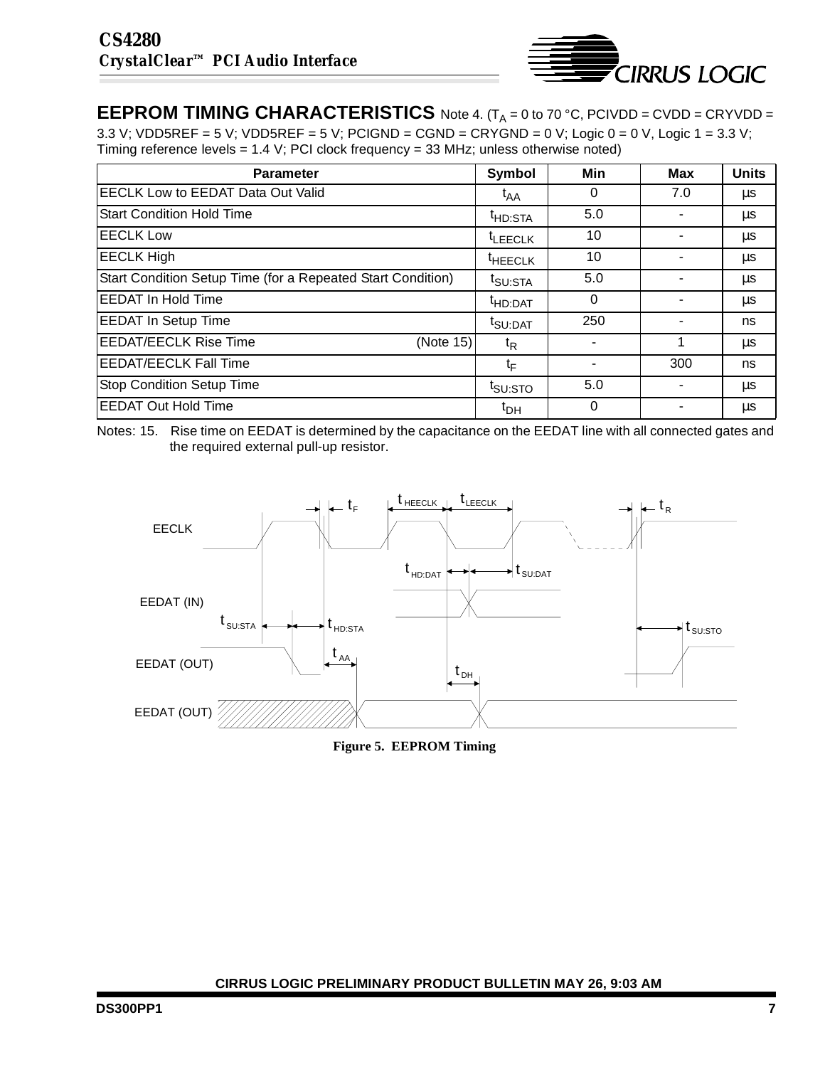## EEPROM TIMING CHARACTERISTICS

Note 4. ($T_A$ = 0 to 70 °C, PCIVDD = CVDD = CRYVDD = 3.3 V; VDD5REF = 5 V; VDD5REF = 5 V; PCIGND = CGND = CRYGND = 0 V; Logic 0 = 0 V, Logic 1 = 3.3 V; Timing reference levels = 1.4 V; PCI clock frequency = 33 MHz; unless otherwise noted)

| Parameter | Symbol | Min | Max | Units |
|---|---|---|---|---|
| EECLK Low to EEDAT Data Out Valid | $t_{AA}$ | 0 | 7.0 | µs |
| Start Condition Hold Time | $t_{HD:STA}$ | 5.0 | - | µs |
| EECLK Low | $t_{LEECLK}$ | 10 | - | µs |
| EECLK High | $t_{HEECLK}$ | 10 | - | µs |
| Start Condition Setup Time (for a Repeated Start Condition) | $t_{SU:STA}$ | 5.0 | - | µs |
| EEDAT In Hold Time | $t_{HD:DAT}$ | 0 | - | µs |
| EEDAT In Setup Time | $t_{SU:DAT}$ | 250 | - | ns |
| EEDAT/EECLK Rise Time (Note 15) | $t_R$ | - | 1 | µs |
| EEDAT/EECLK Fall Time | $t_F$ | - | 300 | ns |
| Stop Condition Setup Time | $t_{SU:STO}$ | 5.0 | - | µs |
| EEDAT Out Hold Time | $t_{DH}$ | 0 | - | µs |

Notes: 15. Rise time on EEDAT is determined by the capacitance on the EEDAT line with all connected gates and the required external pull-up resistor.

**Figure 5. EEPROM Timing**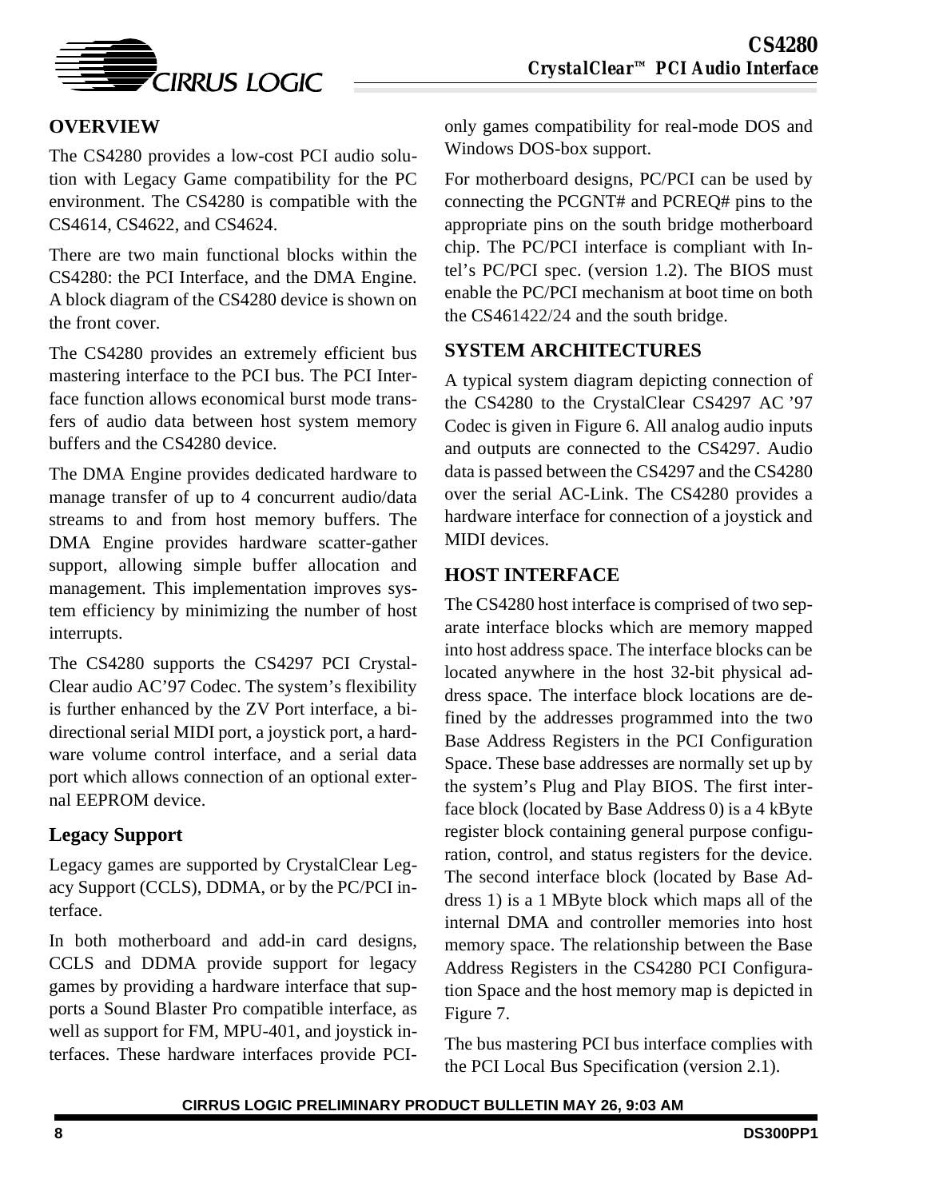## OVERVIEW

The CS4280 provides a low-cost PCI audio solution with Legacy Game compatibility for the PC environment. The CS4280 is compatible with the CS4614, CS4622, and CS4624.

There are two main functional blocks within the CS4280: the PCI Interface, and the DMA Engine. A block diagram of the CS4280 device is shown on the front cover.

The CS4280 provides an extremely efficient bus mastering interface to the PCI bus. The PCI Interface function allows economical burst mode transfers of audio data between host system memory buffers and the CS4280 device.

The DMA Engine provides dedicated hardware to manage transfer of up to 4 concurrent audio/data streams to and from host memory buffers. The DMA Engine provides hardware scatter-gather support, allowing simple buffer allocation and management. This implementation improves system efficiency by minimizing the number of host interrupts.

The CS4280 supports the CS4297 PCI CrystalClear audio AC'97 Codec. The system's flexibility is further enhanced by the ZV Port interface, a bidirectional serial MIDI port, a joystick port, a hardware volume control interface, and a serial data port which allows connection of an optional external EEPROM device.

### Legacy Support

Legacy games are supported by CrystalClear Legacy Support (CCLS), DDMA, or by the PC/PCI interface.

In both motherboard and add-in card designs, CCLS and DDMA provide support for legacy games by providing a hardware interface that supports a Sound Blaster Pro compatible interface, as well as support for FM, MPU-401, and joystick interfaces. These hardware interfaces provide PCI-only games compatibility for real-mode DOS and Windows DOS-box support.

For motherboard designs, PC/PCI can be used by connecting the PCGNT# and PCREQ# pins to the appropriate pins on the south bridge motherboard chip. The PC/PCI interface is compliant with Intel's PC/PCI spec. (version 1.2). The BIOS must enable the PC/PCI mechanism at boot time on both the CS461422/24 and the south bridge.

## SYSTEM ARCHITECTURES

A typical system diagram depicting connection of the CS4280 to the CrystalClear CS4297 AC '97 Codec is given in Figure 6. All analog audio inputs and outputs are connected to the CS4297. Audio data is passed between the CS4297 and the CS4280 over the serial AC-Link. The CS4280 provides a hardware interface for connection of a joystick and MIDI devices.

## HOST INTERFACE

The CS4280 host interface is comprised of two separate interface blocks which are memory mapped into host address space. The interface blocks can be located anywhere in the host 32-bit physical address space. The interface block locations are defined by the addresses programmed into the two Base Address Registers in the PCI Configuration Space. These base addresses are normally set up by the system's Plug and Play BIOS. The first interface block (located by Base Address 0) is a 4 kByte register block containing general purpose configuration, control, and status registers for the device. The second interface block (located by Base Address 1) is a 1 MByte block which maps all of the internal DMA and controller memories into host memory space. The relationship between the Base Address Registers in the CS4280 PCI Configuration Space and the host memory map is depicted in Figure 7.

The bus mastering PCI bus interface complies with the PCI Local Bus Specification (version 2.1).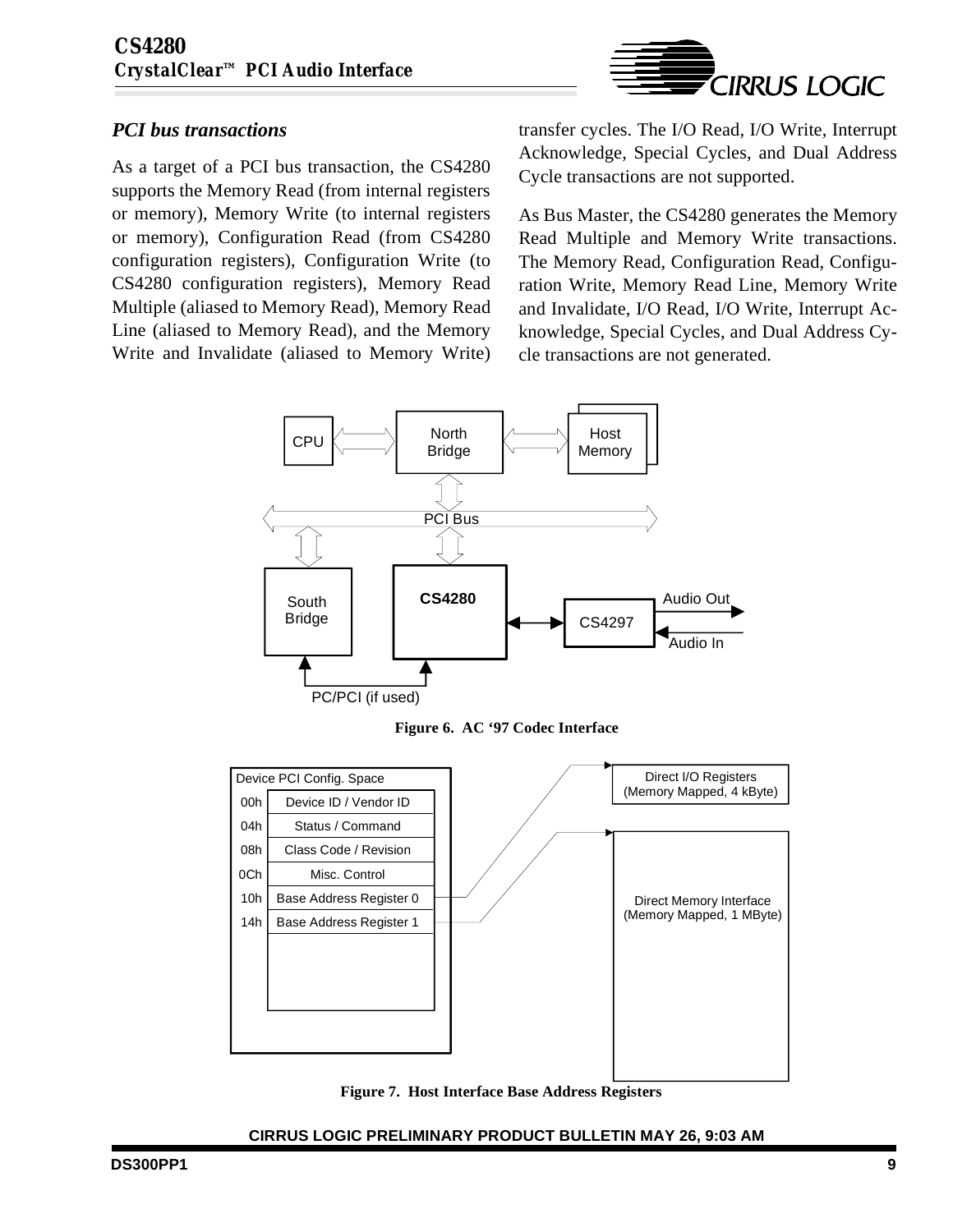### *PCI bus transactions*

As a target of a PCI bus transaction, the CS4280 supports the Memory Read (from internal registers or memory), Memory Write (to internal registers or memory), Configuration Read (from CS4280 configuration registers), Configuration Write (to CS4280 configuration registers), Memory Read Multiple (aliased to Memory Read), Memory Read Line (aliased to Memory Read), and the Memory Write and Invalidate (aliased to Memory Write) transfer cycles. The I/O Read, I/O Write, Interrupt Acknowledge, Special Cycles, and Dual Address Cycle transactions are not supported.

As Bus Master, the CS4280 generates the Memory Read Multiple and Memory Write transactions. The Memory Read, Configuration Read, Configuration Write, Memory Read Line, Memory Write and Invalidate, I/O Read, I/O Write, Interrupt Acknowledge, Special Cycles, and Dual Address Cycle transactions are not generated.

CPU, North Bridge, Host Memory, PCI Bus, South Bridge, CS4280, CS4297, Audio Out, Audio In, PC/PCI (if used)

**Figure 6. AC '97 Codec Interface**

| Device PCI Config. Space | |
|---|---|
| 00h | Device ID / Vendor ID |
| 04h | Status / Command |
| 08h | Class Code / Revision |
| 0Ch | Misc. Control |
| 10h | Base Address Register 0 |
| 14h | Base Address Register 1 |

Base Address Register 0 → Direct I/O Registers (Memory Mapped, 4 kByte)

Base Address Register 1 → Direct Memory Interface (Memory Mapped, 1 MByte)

**Figure 7. Host Interface Base Address Registers**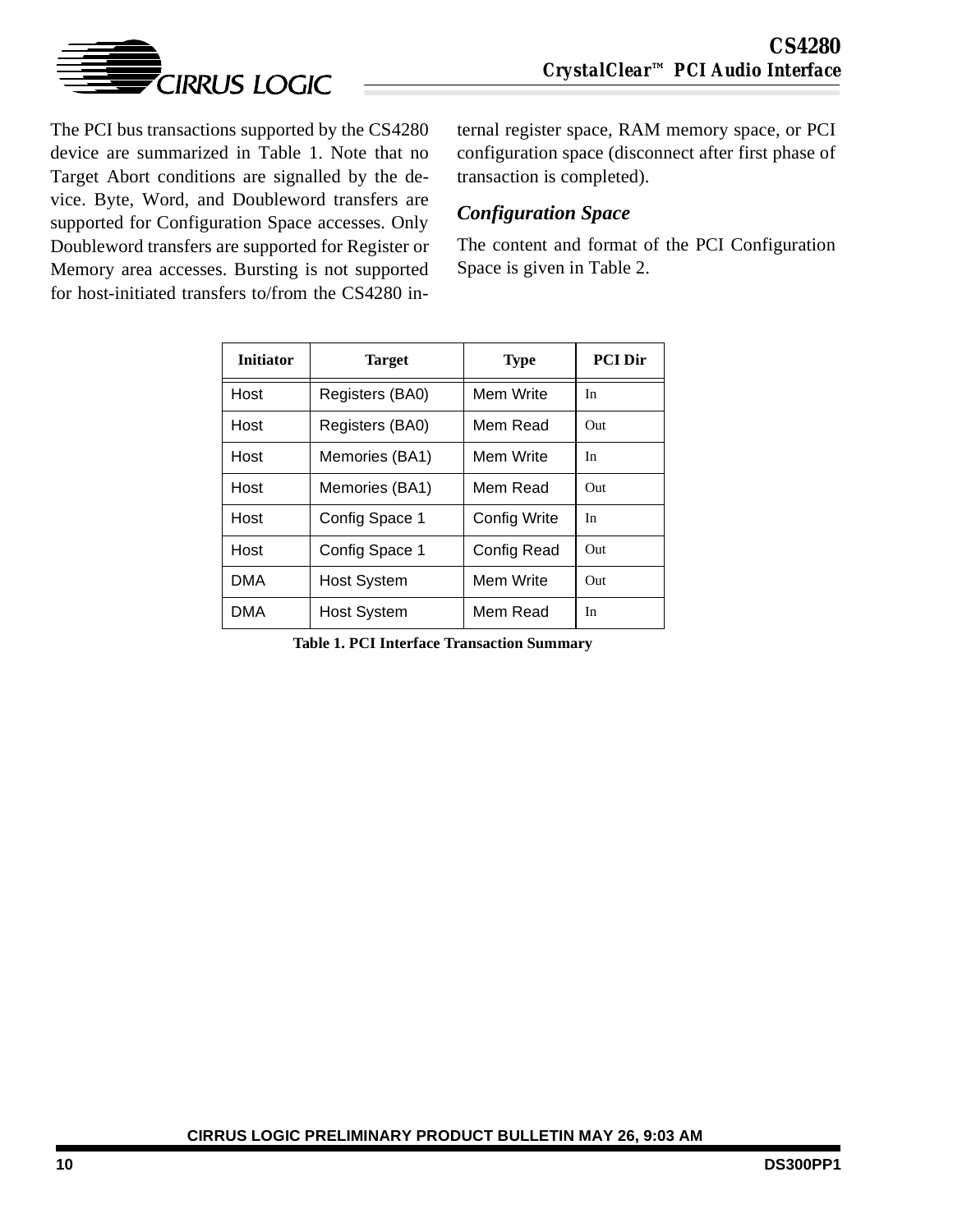The PCI bus transactions supported by the CS4280 device are summarized in Table 1. Note that no Target Abort conditions are signalled by the device. Byte, Word, and Doubleword transfers are supported for Configuration Space accesses. Only Doubleword transfers are supported for Register or Memory area accesses. Bursting is not supported for host-initiated transfers to/from the CS4280 internal register space, RAM memory space, or PCI configuration space (disconnect after first phase of transaction is completed).

### *Configuration Space*

The content and format of the PCI Configuration Space is given in Table 2.

| Initiator | Target | Type | PCI Dir |
|---|---|---|---|
| Host | Registers (BA0) | Mem Write | In |
| Host | Registers (BA0) | Mem Read | Out |
| Host | Memories (BA1) | Mem Write | In |
| Host | Memories (BA1) | Mem Read | Out |
| Host | Config Space 1 | Config Write | In |
| Host | Config Space 1 | Config Read | Out |
| DMA | Host System | Mem Write | Out |
| DMA | Host System | Mem Read | In |

**Table 1. PCI Interface Transaction Summary**

CIRRUS LOGIC PRELIMINARY PRODUCT BULLETIN MAY 26, 9:03 AM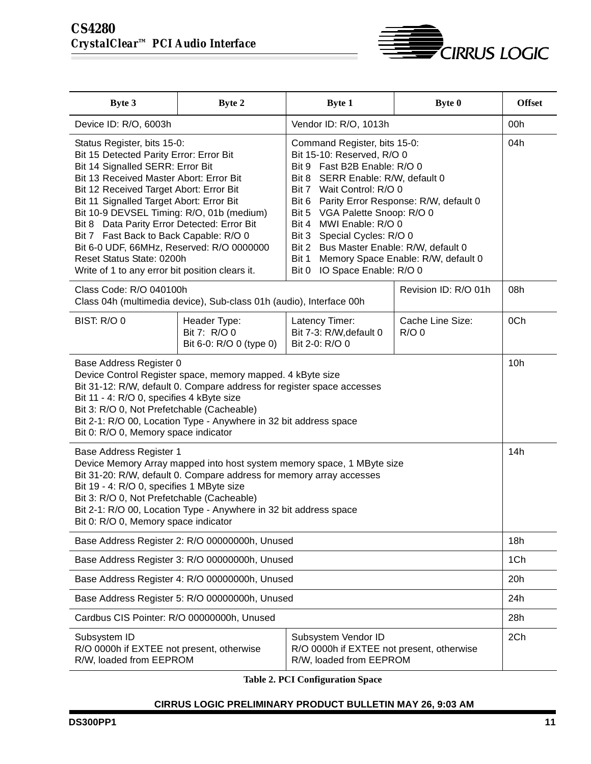| Byte 3 | Byte 2 | Byte 1 | Byte 0 | Offset |
|---|---|---|---|---|
| Device ID: R/O, 6003h | | Vendor ID: R/O, 1013h | | 00h |
| Status Register, bits 15-0:<br>Bit 15 Detected Parity Error: Error Bit<br>Bit 14 Signalled SERR: Error Bit<br>Bit 13 Received Master Abort: Error Bit<br>Bit 12 Received Target Abort: Error Bit<br>Bit 11 Signalled Target Abort: Error Bit<br>Bit 10-9 DEVSEL Timing: R/O, 01b (medium)<br>Bit 8 Data Parity Error Detected: Error Bit<br>Bit 7 Fast Back to Back Capable: R/O 0<br>Bit 6-0 UDF, 66MHz, Reserved: R/O 0000000<br>Reset Status State: 0200h<br>Write of 1 to any error bit position clears it. | | Command Register, bits 15-0:<br>Bit 15-10: Reserved, R/O 0<br>Bit 9 Fast B2B Enable: R/O 0<br>Bit 8 SERR Enable: R/W, default 0<br>Bit 7 Wait Control: R/O 0<br>Bit 6 Parity Error Response: R/W, default 0<br>Bit 5 VGA Palette Snoop: R/O 0<br>Bit 4 MWI Enable: R/O 0<br>Bit 3 Special Cycles: R/O 0<br>Bit 2 Bus Master Enable: R/W, default 0<br>Bit 1 Memory Space Enable: R/W, default 0<br>Bit 0 IO Space Enable: R/O 0 | | 04h |
| Class Code: R/O 040100h<br>Class 04h (multimedia device), Sub-class 01h (audio), Interface 00h | | | Revision ID: R/O 01h | 08h |
| BIST: R/O 0 | Header Type:<br>Bit 7: R/O 0<br>Bit 6-0: R/O 0 (type 0) | Latency Timer:<br>Bit 7-3: R/W,default 0<br>Bit 2-0: R/O 0 | Cache Line Size:<br>R/O 0 | 0Ch |
| Base Address Register 0<br>Device Control Register space, memory mapped. 4 kByte size<br>Bit 31-12: R/W, default 0. Compare address for register space accesses<br>Bit 11 - 4: R/O 0, specifies 4 kByte size<br>Bit 3: R/O 0, Not Prefetchable (Cacheable)<br>Bit 2-1: R/O 00, Location Type - Anywhere in 32 bit address space<br>Bit 0: R/O 0, Memory space indicator | | | | 10h |
| Base Address Register 1<br>Device Memory Array mapped into host system memory space, 1 MByte size<br>Bit 31-20: R/W, default 0. Compare address for memory array accesses<br>Bit 19 - 4: R/O 0, specifies 1 MByte size<br>Bit 3: R/O 0, Not Prefetchable (Cacheable)<br>Bit 2-1: R/O 00, Location Type - Anywhere in 32 bit address space<br>Bit 0: R/O 0, Memory space indicator | | | | 14h |
| Base Address Register 2: R/O 00000000h, Unused | | | | 18h |
| Base Address Register 3: R/O 00000000h, Unused | | | | 1Ch |
| Base Address Register 4: R/O 00000000h, Unused | | | | 20h |
| Base Address Register 5: R/O 00000000h, Unused | | | | 24h |
| Cardbus CIS Pointer: R/O 00000000h, Unused | | | | 28h |
| Subsystem ID<br>R/O 0000h if EXTEE not present, otherwise R/W, loaded from EEPROM | | Subsystem Vendor ID<br>R/O 0000h if EXTEE not present, otherwise R/W, loaded from EEPROM | | 2Ch |

**Table 2. PCI Configuration Space**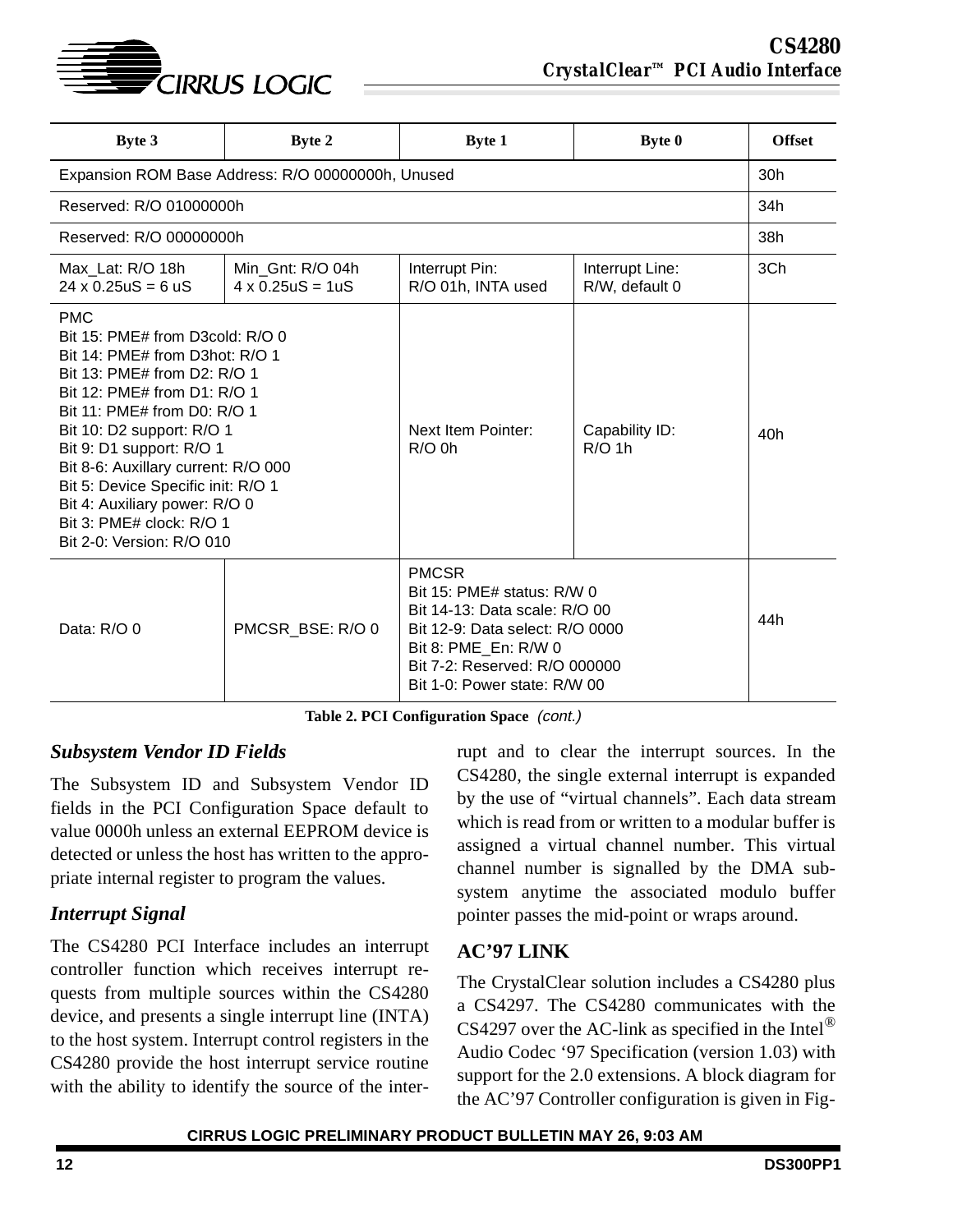| Byte 3 | Byte 2 | Byte 1 | Byte 0 | Offset |
|---|---|---|---|---|
| Expansion ROM Base Address: R/O 00000000h, Unused | | | | 30h |
| Reserved: R/O 01000000h | | | | 34h |
| Reserved: R/O 00000000h | | | | 38h |
| Max_Lat: R/O 18h<br>24 x 0.25uS = 6 uS | Min_Gnt: R/O 04h<br>4 x 0.25uS = 1uS | Interrupt Pin:<br>R/O 01h, INTA used | Interrupt Line:<br>R/W, default 0 | 3Ch |
| PMC<br>Bit 15: PME# from D3cold: R/O 0<br>Bit 14: PME# from D3hot: R/O 1<br>Bit 13: PME# from D2: R/O 1<br>Bit 12: PME# from D1: R/O 1<br>Bit 11: PME# from D0: R/O 1<br>Bit 10: D2 support: R/O 1<br>Bit 9: D1 support: R/O 1<br>Bit 8-6: Auxillary current: R/O 000<br>Bit 5: Device Specific init: R/O 1<br>Bit 4: Auxiliary power: R/O 0<br>Bit 3: PME# clock: R/O 1<br>Bit 2-0: Version: R/O 010 | | Next Item Pointer:<br>R/O 0h | Capability ID:<br>R/O 1h | 40h |
| Data: R/O 0 | PMCSR_BSE: R/O 0 | PMCSR<br>Bit 15: PME# status: R/W 0<br>Bit 14-13: Data scale: R/O 00<br>Bit 12-9: Data select: R/O 0000<br>Bit 8: PME_En: R/W 0<br>Bit 7-2: Reserved: R/O 000000<br>Bit 1-0: Power state: R/W 00 | | 44h |

**Table 2. PCI Configuration Space** *(cont.)*

### *Subsystem Vendor ID Fields*

The Subsystem ID and Subsystem Vendor ID fields in the PCI Configuration Space default to value 0000h unless an external EEPROM device is detected or unless the host has written to the appropriate internal register to program the values.

### *Interrupt Signal*

The CS4280 PCI Interface includes an interrupt controller function which receives interrupt requests from multiple sources within the CS4280 device, and presents a single interrupt line (INTA) to the host system. Interrupt control registers in the CS4280 provide the host interrupt service routine with the ability to identify the source of the interrupt and to clear the interrupt sources. In the CS4280, the single external interrupt is expanded by the use of "virtual channels". Each data stream which is read from or written to a modular buffer is assigned a virtual channel number. This virtual channel number is signalled by the DMA subsystem anytime the associated modulo buffer pointer passes the mid-point or wraps around.

## AC'97 LINK

The CrystalClear solution includes a CS4280 plus a CS4297. The CS4280 communicates with the CS4297 over the AC-link as specified in the Intel® Audio Codec '97 Specification (version 1.03) with support for the 2.0 extensions. A block diagram for the AC'97 Controller configuration is given in Fig-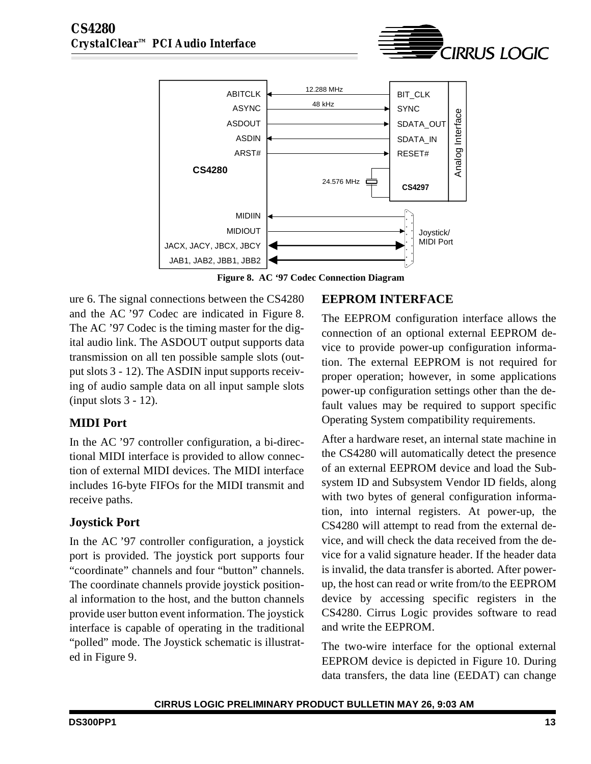**Figure 8. AC '97 Codec Connection Diagram**

ure 6. The signal connections between the CS4280 and the AC '97 Codec are indicated in Figure 8. The AC '97 Codec is the timing master for the digital audio link. The ASDOUT output supports data transmission on all ten possible sample slots (output slots 3 - 12). The ASDIN input supports receiving of audio sample data on all input sample slots (input slots 3 - 12).

### MIDI Port

In the AC '97 controller configuration, a bi-directional MIDI interface is provided to allow connection of external MIDI devices. The MIDI interface includes 16-byte FIFOs for the MIDI transmit and receive paths.

### Joystick Port

In the AC '97 controller configuration, a joystick port is provided. The joystick port supports four "coordinate" channels and four "button" channels. The coordinate channels provide joystick positional information to the host, and the button channels provide user button event information. The joystick interface is capable of operating in the traditional "polled" mode. The Joystick schematic is illustrated in Figure 9.

## EEPROM INTERFACE

The EEPROM configuration interface allows the connection of an optional external EEPROM device to provide power-up configuration information. The external EEPROM is not required for proper operation; however, in some applications power-up configuration settings other than the default values may be required to support specific Operating System compatibility requirements.

After a hardware reset, an internal state machine in the CS4280 will automatically detect the presence of an external EEPROM device and load the Subsystem ID and Subsystem Vendor ID fields, along with two bytes of general configuration information, into internal registers. At power-up, the CS4280 will attempt to read from the external device, and will check the data received from the device for a valid signature header. If the header data is invalid, the data transfer is aborted. After power-up, the host can read or write from/to the EEPROM device by accessing specific registers in the CS4280. Cirrus Logic provides software to read and write the EEPROM.

The two-wire interface for the optional external EEPROM device is depicted in Figure 10. During data transfers, the data line (EEDAT) can change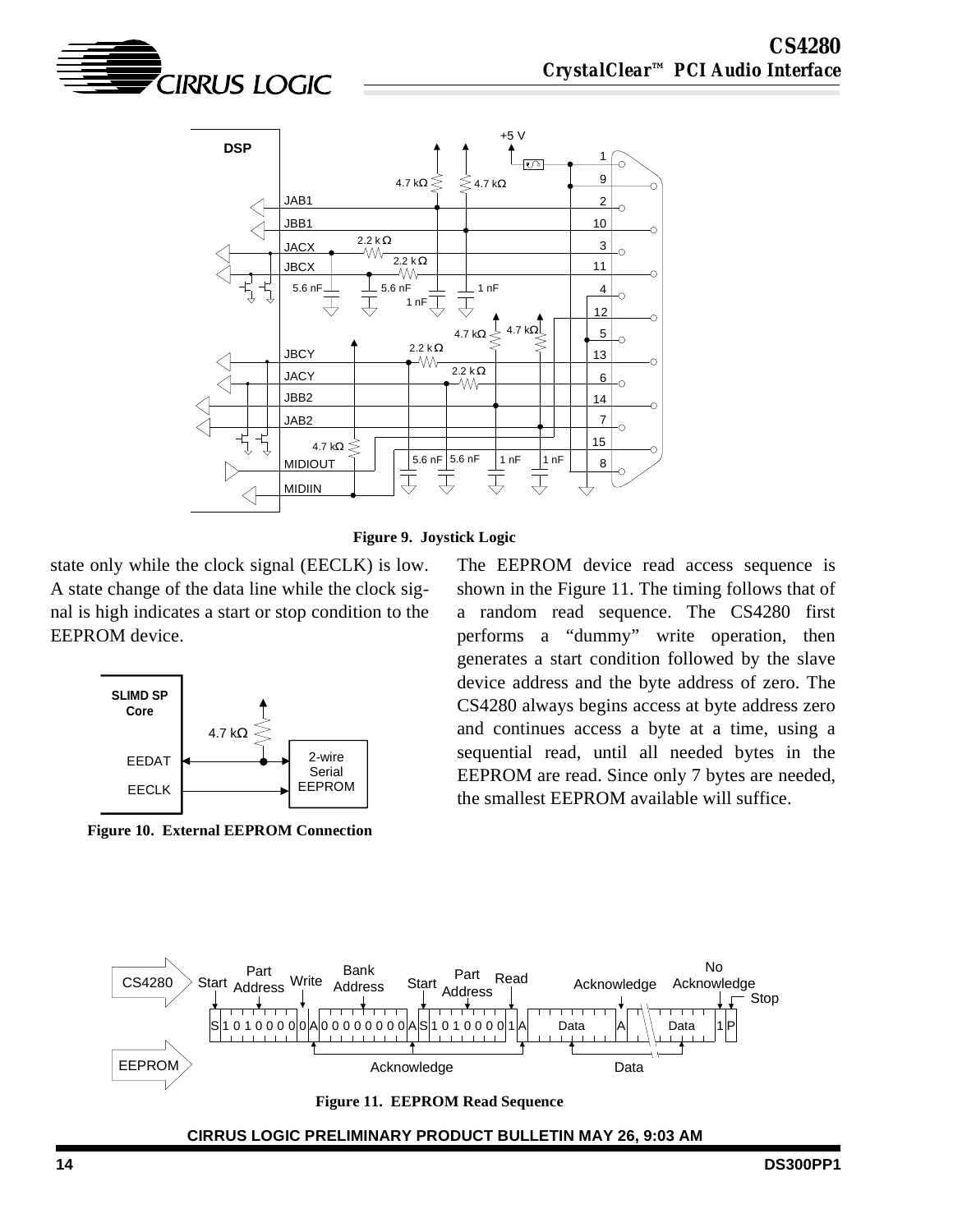**Figure 9. Joystick Logic**

state only while the clock signal (EECLK) is low. A state change of the data line while the clock signal is high indicates a start or stop condition to the EEPROM device.

**Figure 10. External EEPROM Connection**

The EEPROM device read access sequence is shown in the Figure 11. The timing follows that of a random read sequence. The CS4280 first performs a “dummy” write operation, then generates a start condition followed by the slave device address and the byte address of zero. The CS4280 always begins access at byte address zero and continues access a byte at a time, using a sequential read, until all needed bytes in the EEPROM are read. Since only 7 bytes are needed, the smallest EEPROM available will suffice.

**Figure 11. EEPROM Read Sequence**

CIRRUS LOGIC PRELIMINARY PRODUCT BULLETIN MAY 26, 9:03 AM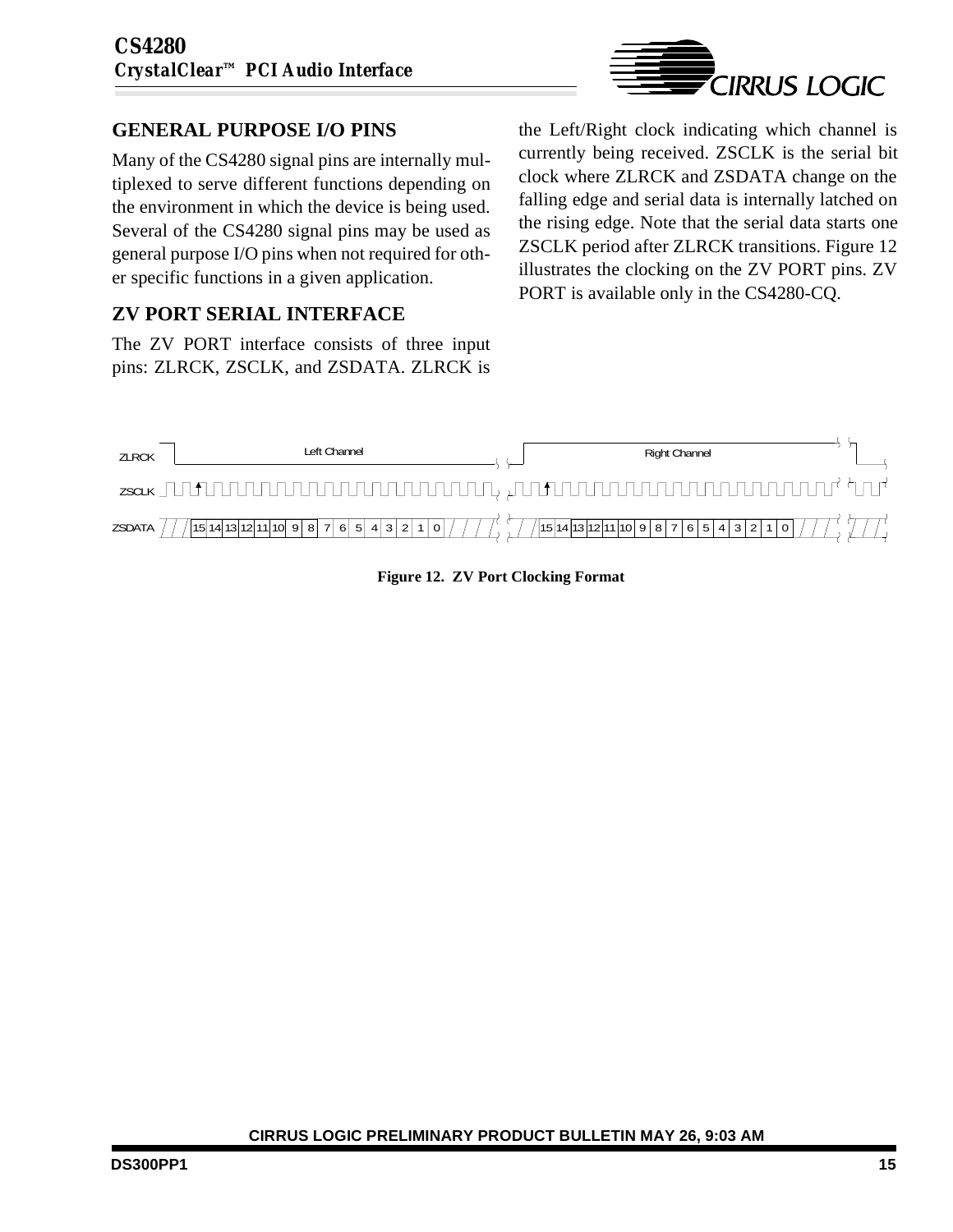## GENERAL PURPOSE I/O PINS

Many of the CS4280 signal pins are internally multiplexed to serve different functions depending on the environment in which the device is being used. Several of the CS4280 signal pins may be used as general purpose I/O pins when not required for other specific functions in a given application.

## ZV PORT SERIAL INTERFACE

The ZV PORT interface consists of three input pins: ZLRCK, ZSCLK, and ZSDATA. ZLRCK is the Left/Right clock indicating which channel is currently being received. ZSCLK is the serial bit clock where ZLRCK and ZSDATA change on the falling edge and serial data is internally latched on the rising edge. Note that the serial data starts one ZSCLK period after ZLRCK transitions. Figure 12 illustrates the clocking on the ZV PORT pins. ZV PORT is available only in the CS4280-CQ.

ZLRCK — Left Channel / Right Channel

ZSCLK

ZSDATA — 15 14 13 12 11 10 9 8 7 6 5 4 3 2 1 0 / 15 14 13 12 11 10 9 8 7 6 5 4 3 2 1 0

**Figure 12. ZV Port Clocking Format**

CIRRUS LOGIC PRELIMINARY PRODUCT BULLETIN MAY 26, 9:03 AM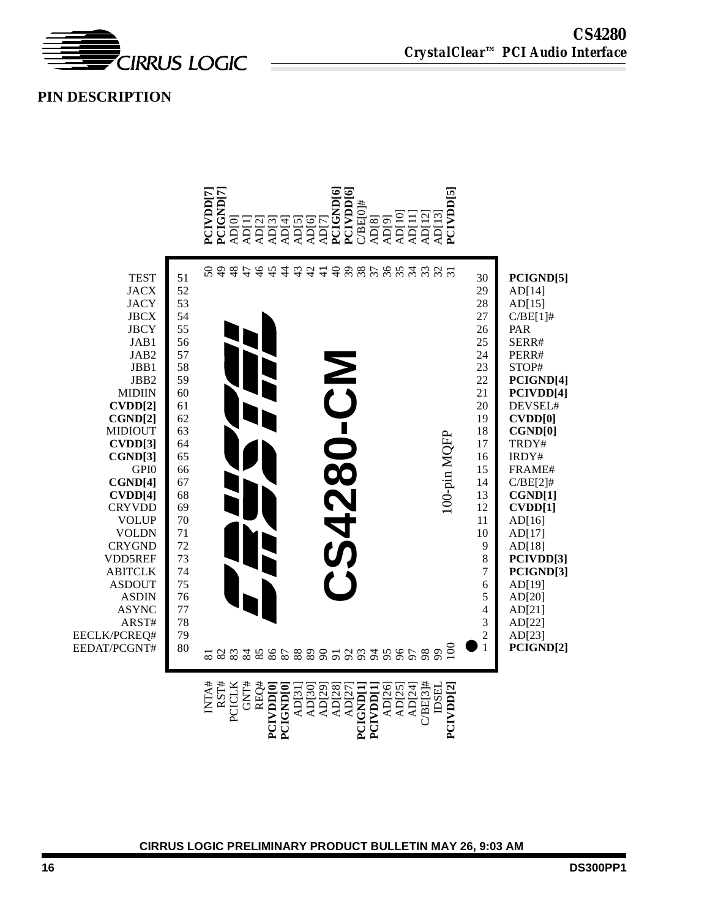## PIN DESCRIPTION

CS4280-CM

100-pin MQFP

| Pin | Name |
|---|---|
| 1 | **PCIGND[2]** |
| 2 | AD[23] |
| 3 | AD[22] |
| 4 | AD[21] |
| 5 | AD[20] |
| 6 | AD[19] |
| 7 | **PCIGND[3]** |
| 8 | **PCIVDD[3]** |
| 9 | AD[18] |
| 10 | AD[17] |
| 11 | AD[16] |
| 12 | **CVDD[1]** |
| 13 | **CGND[1]** |
| 14 | C/BE[2]# |
| 15 | FRAME# |
| 16 | IRDY# |
| 17 | TRDY# |
| 18 | **CGND[0]** |
| 19 | **CVDD[0]** |
| 20 | DEVSEL# |
| 21 | **PCIVDD[4]** |
| 22 | **PCIGND[4]** |
| 23 | STOP# |
| 24 | PERR# |
| 25 | SERR# |
| 26 | PAR |
| 27 | C/BE[1]# |
| 28 | AD[15] |
| 29 | AD[14] |
| 30 | **PCIGND[5]** |
| 31 | **PCIVDD[5]** |
| 32 | AD[13] |
| 33 | AD[12] |
| 34 | AD[11] |
| 35 | AD[10] |
| 36 | AD[9] |
| 37 | AD[8] |
| 38 | C/BE[0]# |
| 39 | **PCIVDD[6]** |
| 40 | **PCIGND[6]** |
| 41 | AD[7] |
| 42 | AD[6] |
| 43 | AD[5] |
| 44 | AD[4] |
| 45 | AD[3] |
| 46 | AD[2] |
| 47 | AD[1] |
| 48 | AD[0] |
| 49 | **PCIGND[7]** |
| 50 | **PCIVDD[7]** |
| 51 | TEST |
| 52 | JACX |
| 53 | JACY |
| 54 | JBCX |
| 55 | JBCY |
| 56 | JAB1 |
| 57 | JAB2 |
| 58 | JBB1 |
| 59 | JBB2 |
| 60 | MIDIIN |
| 61 | **CVDD[2]** |
| 62 | **CGND[2]** |
| 63 | MIDIOUT |
| 64 | **CVDD[3]** |
| 65 | **CGND[3]** |
| 66 | GPI0 |
| 67 | **CGND[4]** |
| 68 | **CVDD[4]** |
| 69 | CRYVDD |
| 70 | VOLUP |
| 71 | VOLDN |
| 72 | CRYGND |
| 73 | VDD5REF |
| 74 | ABITCLK |
| 75 | ASDOUT |
| 76 | ASDIN |
| 77 | ASYNC |
| 78 | ARST# |
| 79 | EECLK/PCREQ# |
| 80 | EEDAT/PCGNT# |
| 81 | INTA# |
| 82 | RST# |
| 83 | PCICLK |
| 84 | GNT# |
| 85 | REQ# |
| 86 | **PCIVDD[0]** |
| 87 | **PCIGND[0]** |
| 88 | AD[31] |
| 89 | AD[30] |
| 90 | AD[29] |
| 91 | AD[28] |
| 92 | AD[27] |
| 93 | **PCIGND[1]** |
| 94 | **PCIVDD[1]** |
| 95 | AD[26] |
| 96 | AD[25] |
| 97 | AD[24] |
| 98 | C/BE[3]# |
| 99 | IDSEL |
| 100 | **PCIVDD[2]** |

CIRRUS LOGIC PRELIMINARY PRODUCT BULLETIN MAY 26, 9:03 AM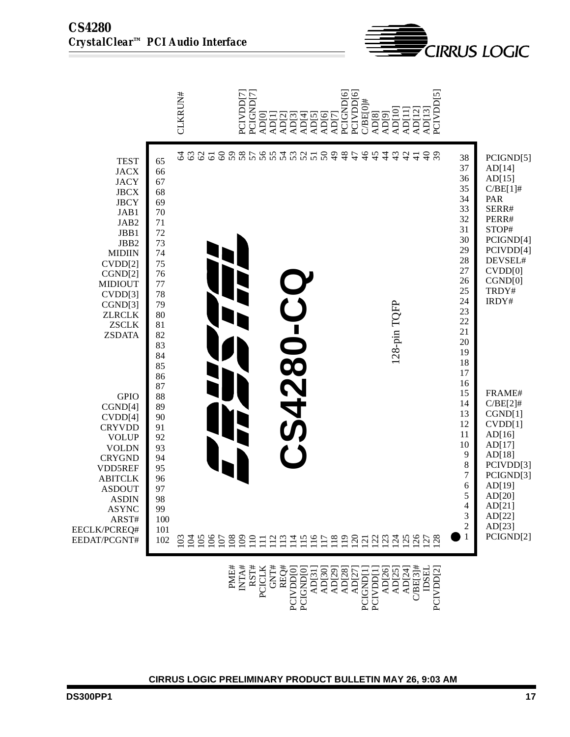**CS4280-CQ 128-pin TQFP Pinout**

| Pin | Signal | Pin | Signal | Pin | Signal | Pin | Signal |
|---|---|---|---|---|---|---|---|
| 1 | PCIGND[2] | 33 | SERR# | 65 | TEST | 97 | ASDOUT |
| 2 | AD[23] | 34 | PAR | 66 | JACX | 98 | ASDIN |
| 3 | AD[22] | 35 | C/BE[1]# | 67 | JACY | 99 | ASYNC |
| 4 | AD[21] | 36 | AD[15] | 68 | JBCX | 100 | ARST# |
| 5 | AD[20] | 37 | AD[14] | 69 | JBCY | 101 | EECLK/PCREQ# |
| 6 | AD[19] | 38 | PCIGND[5] | 70 | JAB1 | 102 | EEDAT/PCGNT# |
| 7 | PCIGND[3] | 39 | PCIVDD[5] | 71 | JAB2 | 103 | |
| 8 | PCIVDD[3] | 40 | AD[13] | 72 | JBB1 | 104 | |
| 9 | AD[18] | 41 | AD[12] | 73 | JBB2 | 105 | |
| 10 | AD[17] | 42 | AD[11] | 74 | MIDIIN | 106 | |
| 11 | AD[16] | 43 | AD[10] | 75 | CVDD[2] | 107 | |
| 12 | CVDD[1] | 44 | AD[9] | 76 | CGND[2] | 108 | PME# |
| 13 | CGND[1] | 45 | AD[8] | 77 | MIDIOUT | 109 | INTA# |
| 14 | C/BE[2]# | 46 | C/BE[0]# | 78 | CVDD[3] | 110 | RST# |
| 15 | FRAME# | 47 | PCIVDD[6] | 79 | CGND[3] | 111 | PCICLK |
| 16 | | 48 | PCIGND[6] | 80 | ZLRCLK | 112 | GNT# |
| 17 | | 49 | AD[7] | 81 | ZSCLK | 113 | REQ# |
| 18 | | 50 | AD[6] | 82 | ZSDATA | 114 | PCIVDD[0] |
| 19 | | 51 | AD[5] | 83 | | 115 | PCIGND[0] |
| 20 | | 52 | AD[4] | 84 | | 116 | AD[31] |
| 21 | | 53 | AD[3] | 85 | | 117 | AD[30] |
| 22 | | 54 | AD[2] | 86 | | 118 | AD[29] |
| 23 | | 55 | AD[1] | 87 | | 119 | AD[28] |
| 24 | IRDY# | 56 | AD[0] | 88 | GPIO | 120 | AD[27] |
| 25 | TRDY# | 57 | PCIGND[7] | 89 | CGND[4] | 121 | PCIGND[1] |
| 26 | CGND[0] | 58 | PCIVDD[7] | 90 | CVDD[4] | 122 | PCIVDD[1] |
| 27 | CVDD[0] | 59 | | 91 | CRYVDD | 123 | AD[26] |
| 28 | DEVSEL# | 60 | | 92 | VOLUP | 124 | AD[25] |
| 29 | PCIVDD[4] | 61 | | 93 | VOLDN | 125 | AD[24] |
| 30 | PCIGND[4] | 62 | | 94 | CRYGND | 126 | C/BE[3]# |
| 31 | STOP# | 63 | | 95 | VDD5REF | 127 | IDSEL |
| 32 | PERR# | 64 | CLKRUN# | 96 | ABITCLK | 128 | PCIVDD[2] |

**CIRRUS LOGIC PRELIMINARY PRODUCT BULLETIN MAY 26, 9:03 AM**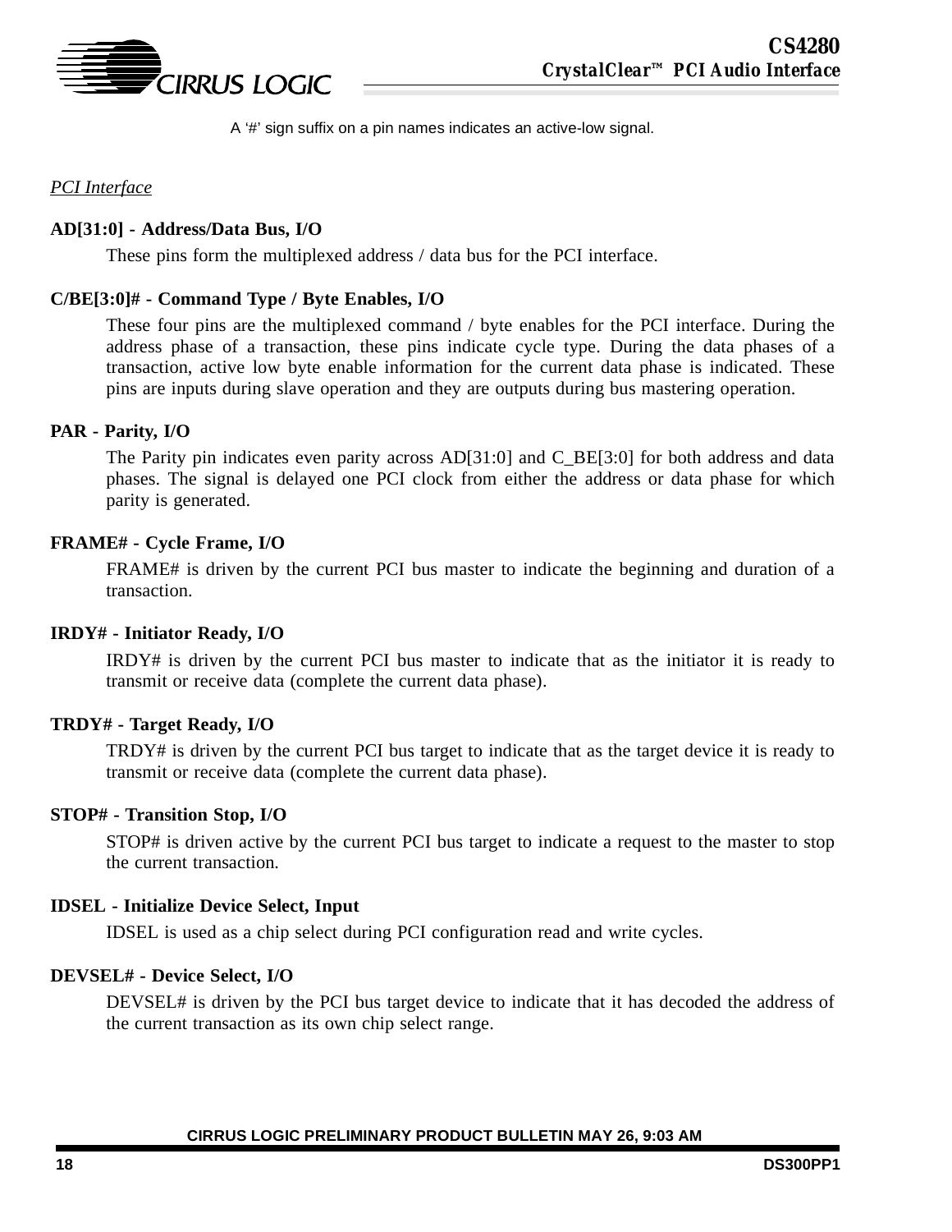A '#' sign suffix on a pin names indicates an active-low signal.

*PCI Interface*

**AD[31:0] - Address/Data Bus, I/O**

These pins form the multiplexed address / data bus for the PCI interface.

**C/BE[3:0]# - Command Type / Byte Enables, I/O**

These four pins are the multiplexed command / byte enables for the PCI interface. During the address phase of a transaction, these pins indicate cycle type. During the data phases of a transaction, active low byte enable information for the current data phase is indicated. These pins are inputs during slave operation and they are outputs during bus mastering operation.

**PAR - Parity, I/O**

The Parity pin indicates even parity across AD[31:0] and C_BE[3:0] for both address and data phases. The signal is delayed one PCI clock from either the address or data phase for which parity is generated.

**FRAME# - Cycle Frame, I/O**

FRAME# is driven by the current PCI bus master to indicate the beginning and duration of a transaction.

**IRDY# - Initiator Ready, I/O**

IRDY# is driven by the current PCI bus master to indicate that as the initiator it is ready to transmit or receive data (complete the current data phase).

**TRDY# - Target Ready, I/O**

TRDY# is driven by the current PCI bus target to indicate that as the target device it is ready to transmit or receive data (complete the current data phase).

**STOP# - Transition Stop, I/O**

STOP# is driven active by the current PCI bus target to indicate a request to the master to stop the current transaction.

**IDSEL - Initialize Device Select, Input**

IDSEL is used as a chip select during PCI configuration read and write cycles.

**DEVSEL# - Device Select, I/O**

DEVSEL# is driven by the PCI bus target device to indicate that it has decoded the address of the current transaction as its own chip select range.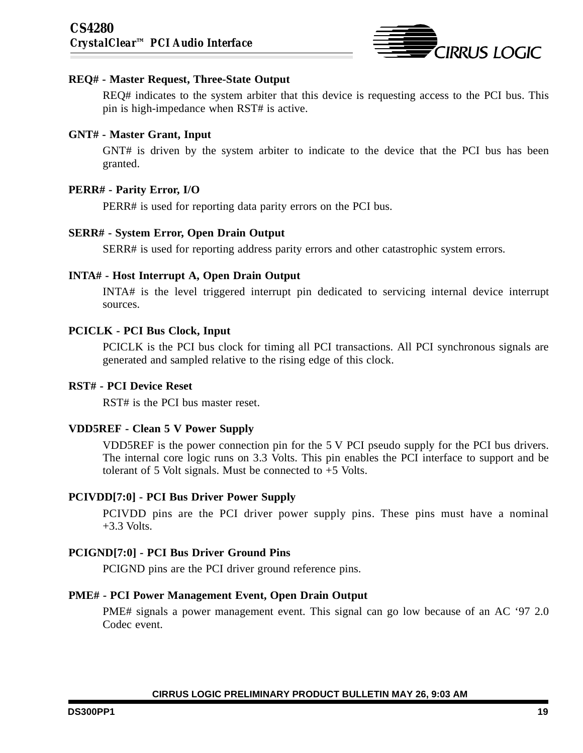**REQ# - Master Request, Three-State Output**

REQ# indicates to the system arbiter that this device is requesting access to the PCI bus. This pin is high-impedance when RST# is active.

**GNT# - Master Grant, Input**

GNT# is driven by the system arbiter to indicate to the device that the PCI bus has been granted.

**PERR# - Parity Error, I/O**

PERR# is used for reporting data parity errors on the PCI bus.

**SERR# - System Error, Open Drain Output**

SERR# is used for reporting address parity errors and other catastrophic system errors.

**INTA# - Host Interrupt A, Open Drain Output**

INTA# is the level triggered interrupt pin dedicated to servicing internal device interrupt sources.

**PCICLK - PCI Bus Clock, Input**

PCICLK is the PCI bus clock for timing all PCI transactions. All PCI synchronous signals are generated and sampled relative to the rising edge of this clock.

**RST# - PCI Device Reset**

RST# is the PCI bus master reset.

**VDD5REF - Clean 5 V Power Supply**

VDD5REF is the power connection pin for the 5 V PCI pseudo supply for the PCI bus drivers. The internal core logic runs on 3.3 Volts. This pin enables the PCI interface to support and be tolerant of 5 Volt signals. Must be connected to +5 Volts.

**PCIVDD[7:0] - PCI Bus Driver Power Supply**

PCIVDD pins are the PCI driver power supply pins. These pins must have a nominal +3.3 Volts.

**PCIGND[7:0] - PCI Bus Driver Ground Pins**

PCIGND pins are the PCI driver ground reference pins.

**PME# - PCI Power Management Event, Open Drain Output**

PME# signals a power management event. This signal can go low because of an AC '97 2.0 Codec event.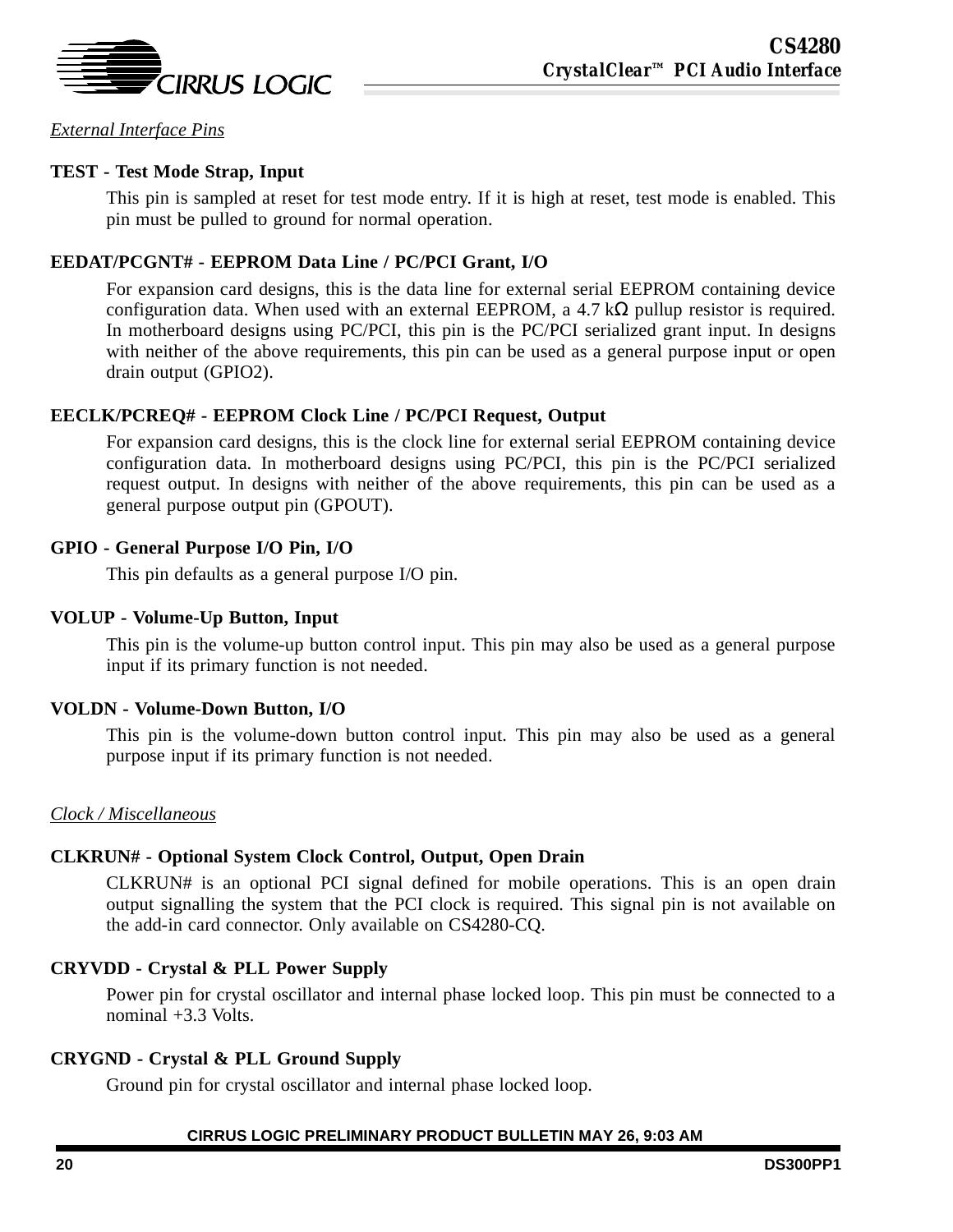*External Interface Pins*

**TEST - Test Mode Strap, Input**

This pin is sampled at reset for test mode entry. If it is high at reset, test mode is enabled. This pin must be pulled to ground for normal operation.

**EEDAT/PCGNT# - EEPROM Data Line / PC/PCI Grant, I/O**

For expansion card designs, this is the data line for external serial EEPROM containing device configuration data. When used with an external EEPROM, a 4.7 kΩ pullup resistor is required. In motherboard designs using PC/PCI, this pin is the PC/PCI serialized grant input. In designs with neither of the above requirements, this pin can be used as a general purpose input or open drain output (GPIO2).

**EECLK/PCREQ# - EEPROM Clock Line / PC/PCI Request, Output**

For expansion card designs, this is the clock line for external serial EEPROM containing device configuration data. In motherboard designs using PC/PCI, this pin is the PC/PCI serialized request output. In designs with neither of the above requirements, this pin can be used as a general purpose output pin (GPOUT).

**GPIO - General Purpose I/O Pin, I/O**

This pin defaults as a general purpose I/O pin.

**VOLUP - Volume-Up Button, Input**

This pin is the volume-up button control input. This pin may also be used as a general purpose input if its primary function is not needed.

**VOLDN - Volume-Down Button, I/O**

This pin is the volume-down button control input. This pin may also be used as a general purpose input if its primary function is not needed.

*Clock / Miscellaneous*

**CLKRUN# - Optional System Clock Control, Output, Open Drain**

CLKRUN# is an optional PCI signal defined for mobile operations. This is an open drain output signalling the system that the PCI clock is required. This signal pin is not available on the add-in card connector. Only available on CS4280-CQ.

**CRYVDD - Crystal & PLL Power Supply**

Power pin for crystal oscillator and internal phase locked loop. This pin must be connected to a nominal +3.3 Volts.

**CRYGND - Crystal & PLL Ground Supply**

Ground pin for crystal oscillator and internal phase locked loop.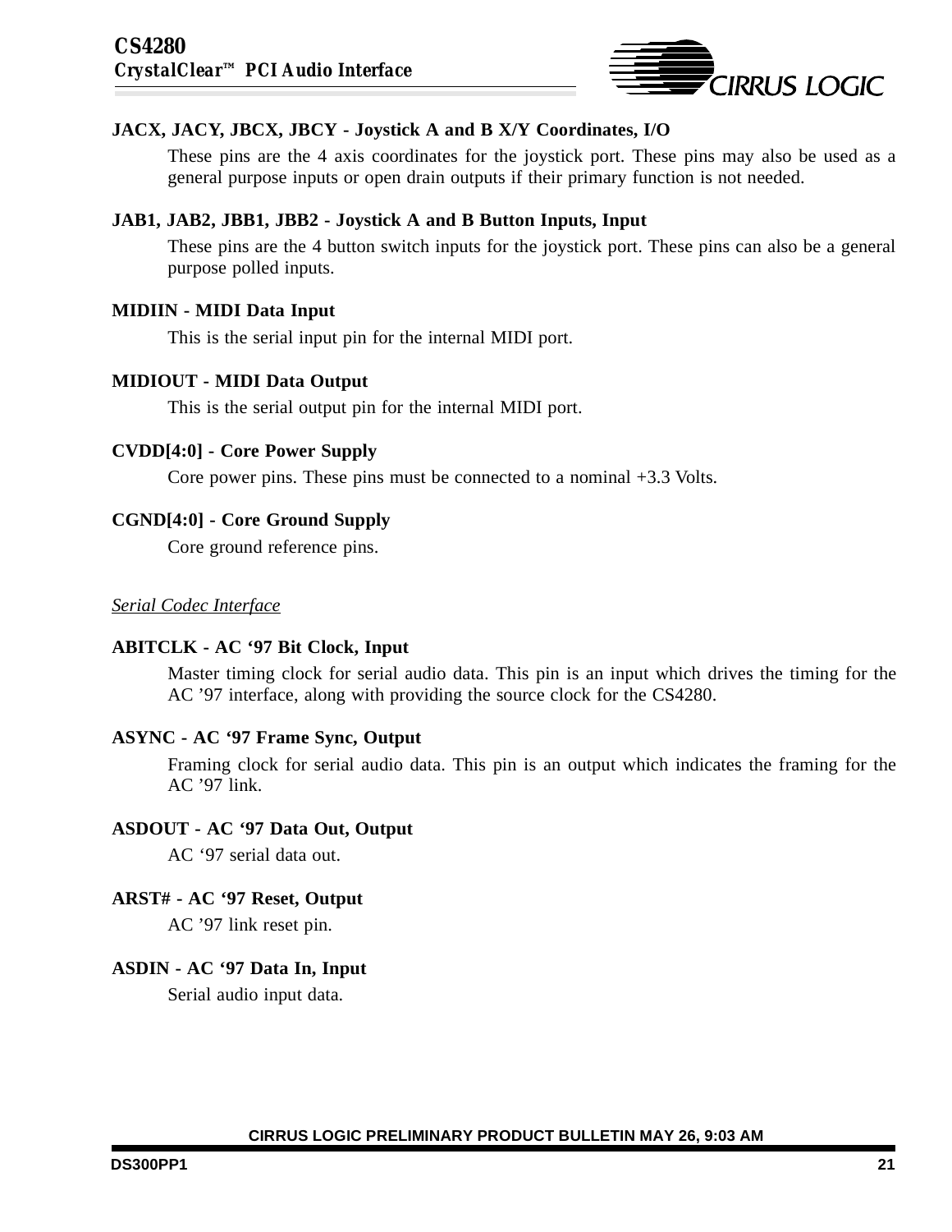**JACX, JACY, JBCX, JBCY - Joystick A and B X/Y Coordinates, I/O**

These pins are the 4 axis coordinates for the joystick port. These pins may also be used as a general purpose inputs or open drain outputs if their primary function is not needed.

**JAB1, JAB2, JBB1, JBB2 - Joystick A and B Button Inputs, Input**

These pins are the 4 button switch inputs for the joystick port. These pins can also be a general purpose polled inputs.

**MIDIIN - MIDI Data Input**

This is the serial input pin for the internal MIDI port.

**MIDIOUT - MIDI Data Output**

This is the serial output pin for the internal MIDI port.

**CVDD[4:0] - Core Power Supply**

Core power pins. These pins must be connected to a nominal +3.3 Volts.

**CGND[4:0] - Core Ground Supply**

Core ground reference pins.

*Serial Codec Interface*

**ABITCLK - AC ‘97 Bit Clock, Input**

Master timing clock for serial audio data. This pin is an input which drives the timing for the AC ’97 interface, along with providing the source clock for the CS4280.

**ASYNC - AC ‘97 Frame Sync, Output**

Framing clock for serial audio data. This pin is an output which indicates the framing for the AC ’97 link.

**ASDOUT - AC ‘97 Data Out, Output**

AC ‘97 serial data out.

**ARST# - AC ‘97 Reset, Output**

AC ’97 link reset pin.

**ASDIN - AC ‘97 Data In, Input**

Serial audio input data.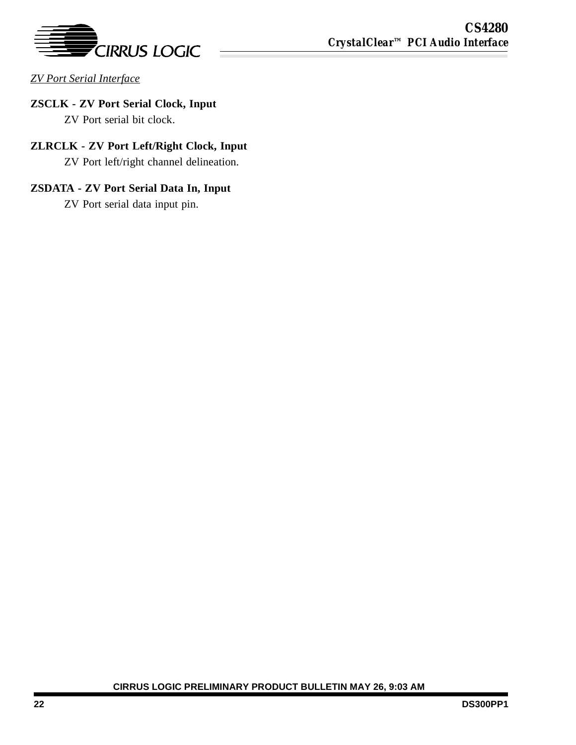*ZV Port Serial Interface*

**ZSCLK - ZV Port Serial Clock, Input**

ZV Port serial bit clock.

**ZLRCLK - ZV Port Left/Right Clock, Input**

ZV Port left/right channel delineation.

**ZSDATA - ZV Port Serial Data In, Input**

ZV Port serial data input pin.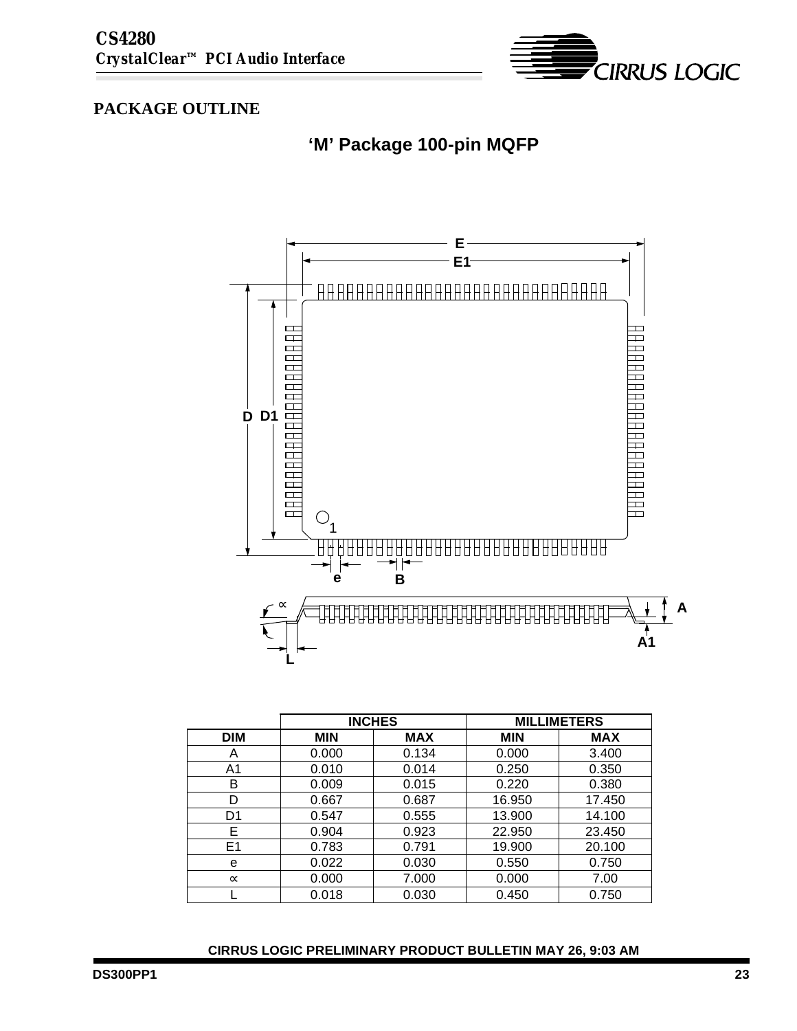## PACKAGE OUTLINE

### 'M' Package 100-pin MQFP

| | INCHES | | MILLIMETERS | |
|---|---|---|---|---|
| DIM | MIN | MAX | MIN | MAX |
| A | 0.000 | 0.134 | 0.000 | 3.400 |
| A1 | 0.010 | 0.014 | 0.250 | 0.350 |
| B | 0.009 | 0.015 | 0.220 | 0.380 |
| D | 0.667 | 0.687 | 16.950 | 17.450 |
| D1 | 0.547 | 0.555 | 13.900 | 14.100 |
| E | 0.904 | 0.923 | 22.950 | 23.450 |
| E1 | 0.783 | 0.791 | 19.900 | 20.100 |
| e | 0.022 | 0.030 | 0.550 | 0.750 |
| ∝ | 0.000 | 7.000 | 0.000 | 7.00 |
| L | 0.018 | 0.030 | 0.450 | 0.750 |

**CIRRUS LOGIC PRELIMINARY PRODUCT BULLETIN MAY 26, 9:03 AM**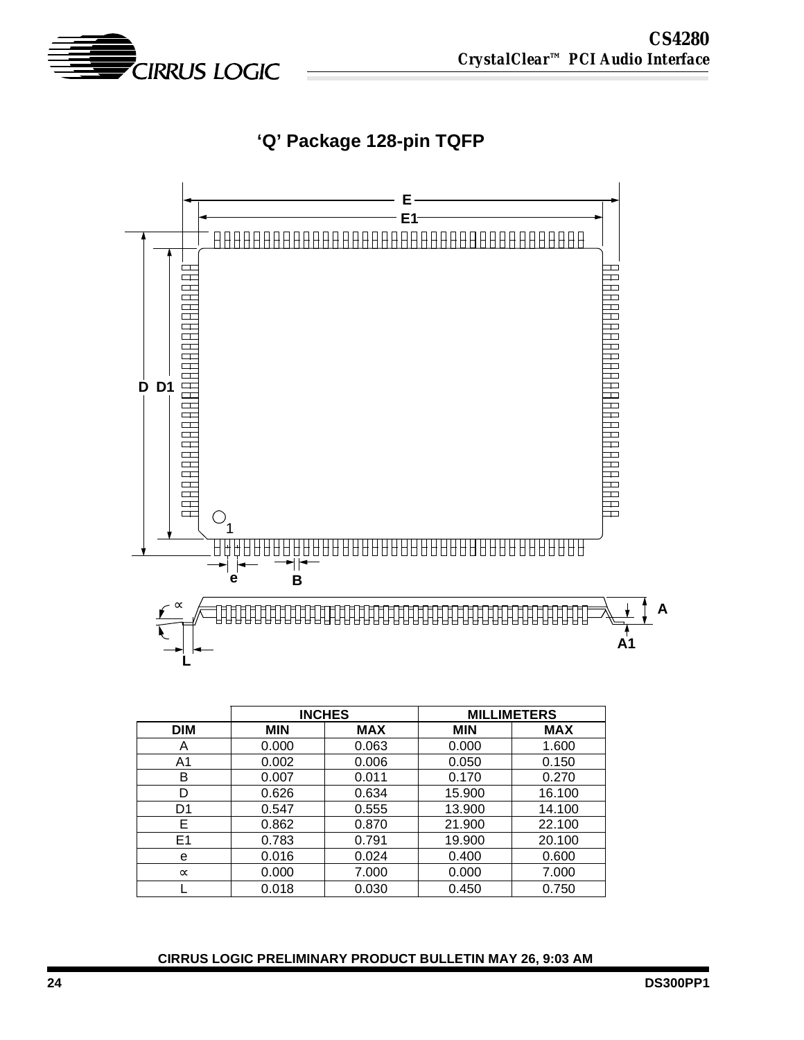## 'Q' Package 128-pin TQFP

E

E1

D D1

1

e

B

∝

A

A1

L

| | INCHES | | MILLIMETERS | |
|---|---|---|---|---|
| DIM | MIN | MAX | MIN | MAX |
| A | 0.000 | 0.063 | 0.000 | 1.600 |
| A1 | 0.002 | 0.006 | 0.050 | 0.150 |
| B | 0.007 | 0.011 | 0.170 | 0.270 |
| D | 0.626 | 0.634 | 15.900 | 16.100 |
| D1 | 0.547 | 0.555 | 13.900 | 14.100 |
| E | 0.862 | 0.870 | 21.900 | 22.100 |
| E1 | 0.783 | 0.791 | 19.900 | 20.100 |
| e | 0.016 | 0.024 | 0.400 | 0.600 |
| ∝ | 0.000 | 7.000 | 0.000 | 7.000 |
| L | 0.018 | 0.030 | 0.450 | 0.750 |

CIRRUS LOGIC PRELIMINARY PRODUCT BULLETIN MAY 26, 9:03 AM